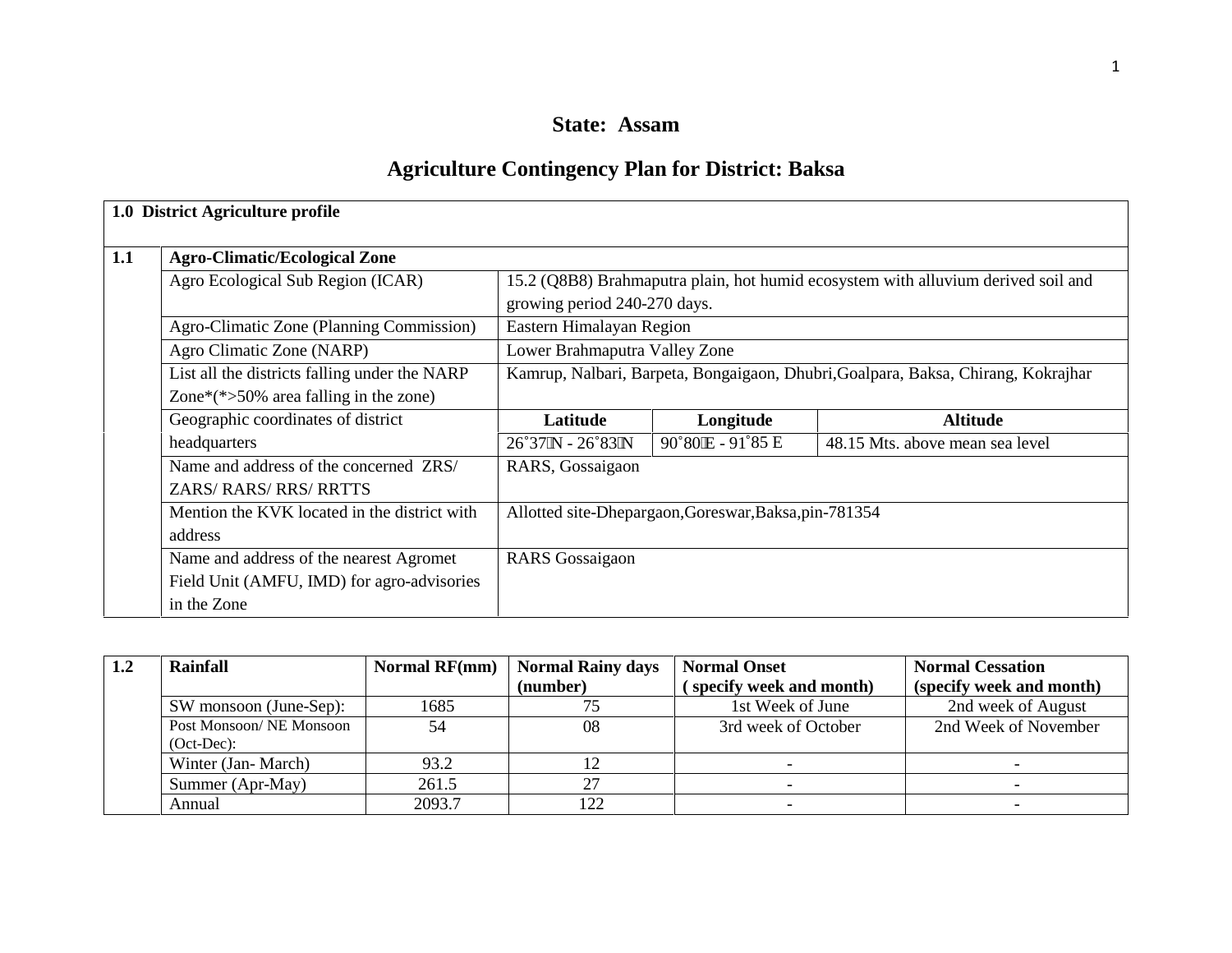# State: Assam

## Agriculture Contingency Plan for District: Baksa

| 1.0 District Agriculture profile | | | | |
|---|---|---|---|---|
| **1.1** | **Agro-Climatic/Ecological Zone** | | | |
| | Agro Ecological Sub Region (ICAR) | 15.2 (Q8B8) Brahmaputra plain, hot humid ecosystem with alluvium derived soil and growing period 240-270 days. | | |
| | Agro-Climatic Zone (Planning Commission) | Eastern Himalayan Region | | |
| | Agro Climatic Zone (NARP) | Lower Brahmaputra Valley Zone | | |
| | List all the districts falling under the NARP Zone*(*>50% area falling in the zone) | Kamrup, Nalbari, Barpeta, Bongaigaon, Dhubri,Goalpara, Baksa, Chirang, Kokrajhar | | |
| | Geographic coordinates of district headquarters | **Latitude** | **Longitude** | **Altitude** |
| | | 26˚37N - 26˚83N | 90˚80E - 91˚85 E | 48.15 Mts. above mean sea level |
| | Name and address of the concerned ZRS/ ZARS/ RARS/ RRS/ RRTTS | RARS, Gossaigaon | | |
| | Mention the KVK located in the district with address | Allotted site-Dhepargaon,Goreswar,Baksa,pin-781354 | | |
| | Name and address of the nearest Agromet Field Unit (AMFU, IMD) for agro-advisories in the Zone | RARS Gossaigaon | | |

| 1.2 | Rainfall | Normal RF(mm) | Normal Rainy days (number) | Normal Onset ( specify week and month) | Normal Cessation (specify week and month) |
|---|---|---|---|---|---|
| | SW monsoon (June-Sep): | 1685 | 75 | 1st Week of June | 2nd week of August |
| | Post Monsoon/ NE Monsoon (Oct-Dec): | 54 | 08 | 3rd week of October | 2nd Week of November |
| | Winter (Jan- March) | 93.2 | 12 | - | - |
| | Summer (Apr-May) | 261.5 | 27 | - | - |
| | Annual | 2093.7 | 122 | - | - |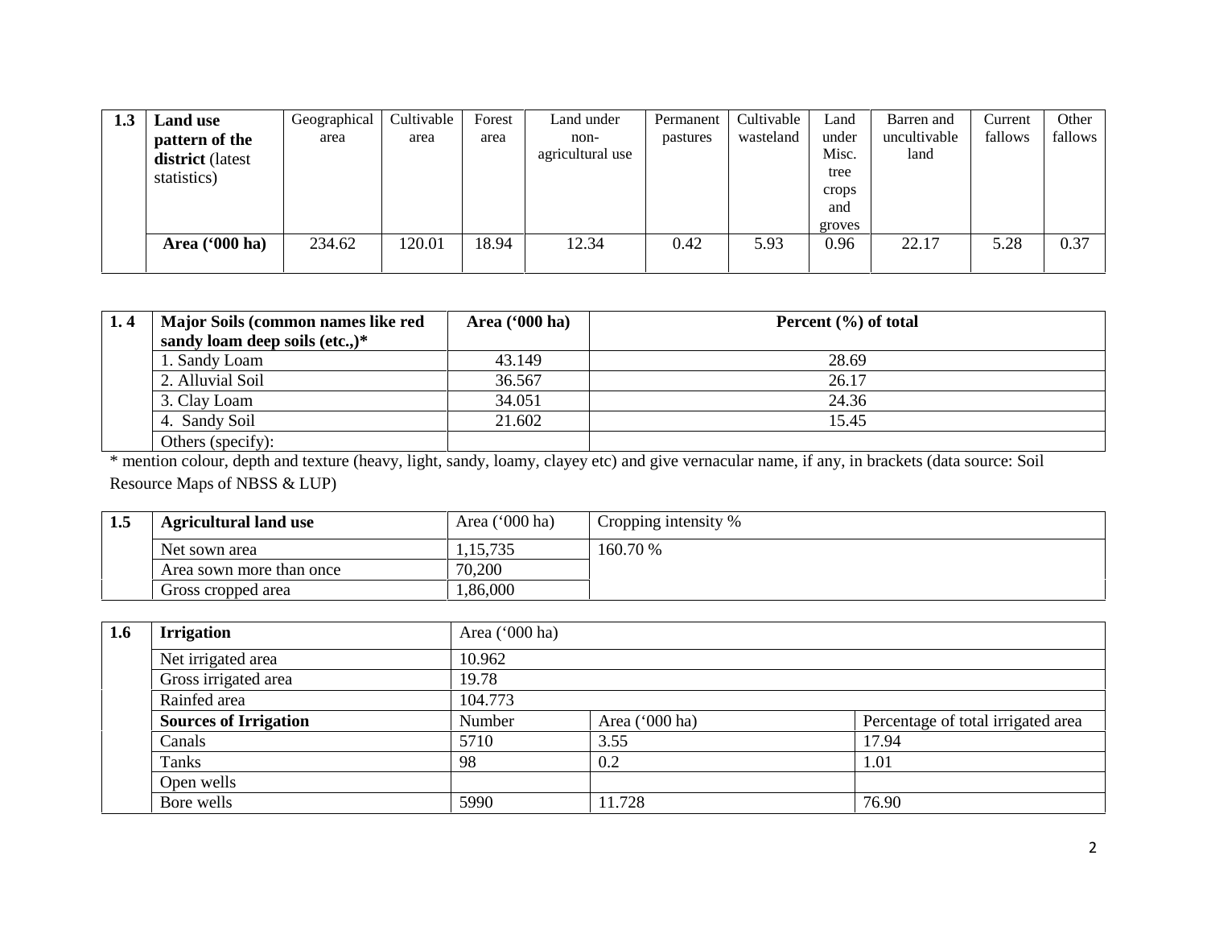| 1.3 | **Land use pattern of the district** (latest statistics) | Geographical area | Cultivable area | Forest area | Land under non-agricultural use | Permanent pastures | Cultivable wasteland | Land under Misc. tree crops and groves | Barren and uncultivable land | Current fallows | Other fallows |
|---|---|---|---|---|---|---|---|---|---|---|---|
| | **Area ('000 ha)** | 234.62 | 120.01 | 18.94 | 12.34 | 0.42 | 5.93 | 0.96 | 22.17 | 5.28 | 0.37 |

| 1. 4 | **Major Soils (common names like red sandy loam deep soils (etc.,)*** | **Area ('000 ha)** | **Percent (%) of total** |
|---|---|---|---|
| | 1. Sandy Loam | 43.149 | 28.69 |
| | 2. Alluvial Soil | 36.567 | 26.17 |
| | 3. Clay Loam | 34.051 | 24.36 |
| | 4. Sandy Soil | 21.602 | 15.45 |
| | Others (specify): | | |

* mention colour, depth and texture (heavy, light, sandy, loamy, clayey etc) and give vernacular name, if any, in brackets (data source: Soil Resource Maps of NBSS & LUP)

| 1.5 | **Agricultural land use** | Area ('000 ha) | Cropping intensity % |
|---|---|---|---|
| | Net sown area | 1,15,735 | 160.70 % |
| | Area sown more than once | 70,200 | |
| | Gross cropped area | 1,86,000 | |

| 1.6 | **Irrigation** | Area ('000 ha) | | |
|---|---|---|---|---|
| | Net irrigated area | 10.962 | | |
| | Gross irrigated area | 19.78 | | |
| | Rainfed area | 104.773 | | |
| | **Sources of Irrigation** | Number | Area ('000 ha) | Percentage of total irrigated area |
| | Canals | 5710 | 3.55 | 17.94 |
| | Tanks | 98 | 0.2 | 1.01 |
| | Open wells | | | |
| | Bore wells | 5990 | 11.728 | 76.90 |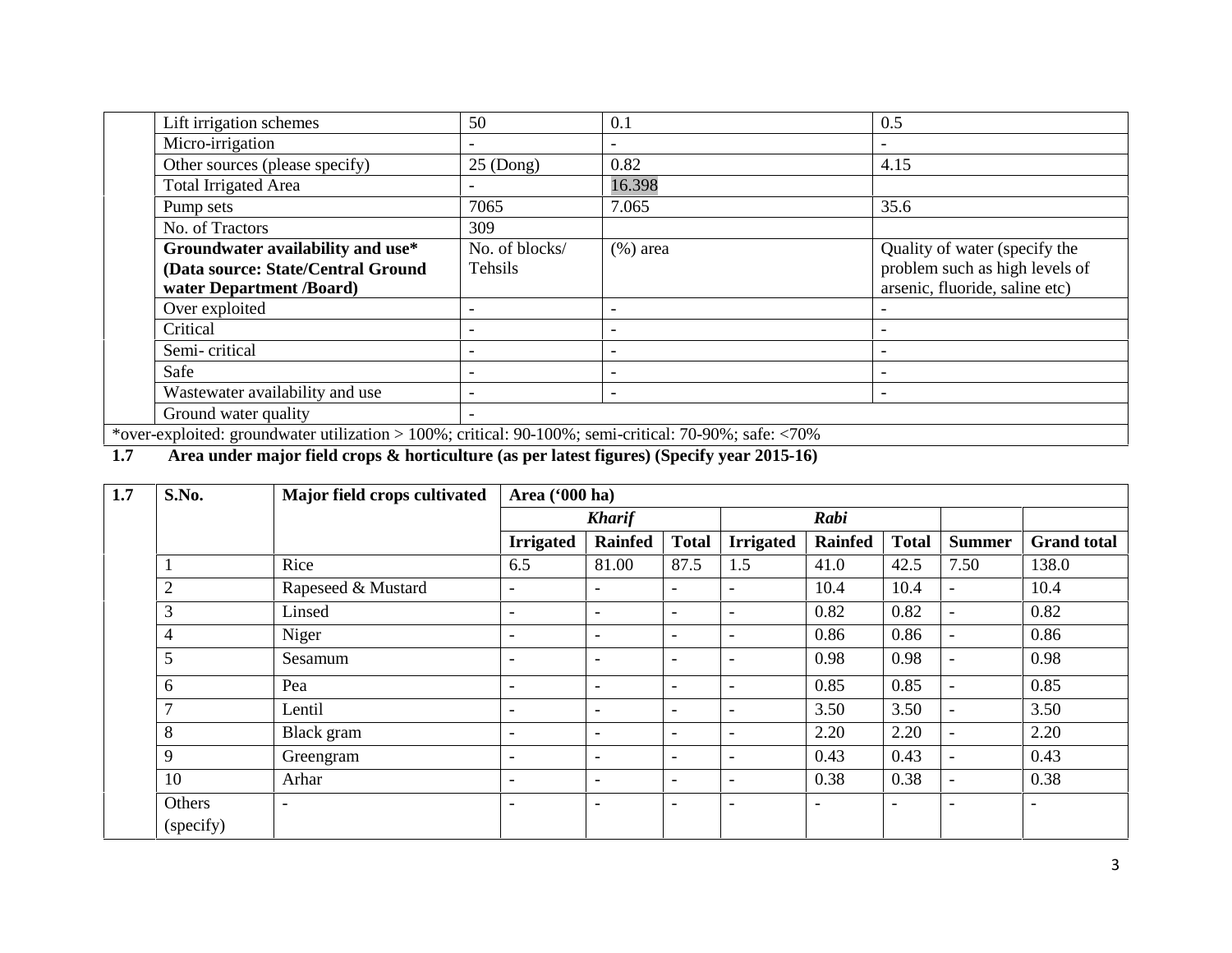| | | | | |
|---|---|---|---|---|
| | Lift irrigation schemes | 50 | 0.1 | 0.5 |
| | Micro-irrigation | - | - | - |
| | Other sources (please specify) | 25 (Dong) | 0.82 | 4.15 |
| | Total Irrigated Area | - | 16.398 | |
| | Pump sets | 7065 | 7.065 | 35.6 |
| | No. of Tractors | 309 | | |
| | **Groundwater availability and use* (Data source: State/Central Ground water Department /Board)** | No. of blocks/ Tehsils | (%) area | Quality of water (specify the problem such as high levels of arsenic, fluoride, saline etc) |
| | Over exploited | - | - | - |
| | Critical | - | - | - |
| | Semi- critical | - | - | - |
| | Safe | - | - | - |
| | Wastewater availability and use | - | - | - |
| | Ground water quality | - | | |

*over-exploited: groundwater utilization > 100%; critical: 90-100%; semi-critical: 70-90%; safe: <70%

**1.7 Area under major field crops & horticulture (as per latest figures) (Specify year 2015-16)**

| **1.7** | **S.No.** | **Major field crops cultivated** | **Area ('000 ha)** | | | | | | | |
|---|---|---|---|---|---|---|---|---|---|---|
| | | | ***Kharif*** | | | ***Rabi*** | | | | |
| | | | **Irrigated** | **Rainfed** | **Total** | **Irrigated** | **Rainfed** | **Total** | **Summer** | **Grand total** |
| | 1 | Rice | 6.5 | 81.00 | 87.5 | 1.5 | 41.0 | 42.5 | 7.50 | 138.0 |
| | 2 | Rapeseed & Mustard | - | - | - | - | 10.4 | 10.4 | - | 10.4 |
| | 3 | Linsed | - | - | - | - | 0.82 | 0.82 | - | 0.82 |
| | 4 | Niger | - | - | - | - | 0.86 | 0.86 | - | 0.86 |
| | 5 | Sesamum | - | - | - | - | 0.98 | 0.98 | - | 0.98 |
| | 6 | Pea | - | - | - | - | 0.85 | 0.85 | - | 0.85 |
| | 7 | Lentil | - | - | - | - | 3.50 | 3.50 | - | 3.50 |
| | 8 | Black gram | - | - | - | - | 2.20 | 2.20 | - | 2.20 |
| | 9 | Greengram | - | - | - | - | 0.43 | 0.43 | - | 0.43 |
| | 10 | Arhar | - | - | - | - | 0.38 | 0.38 | - | 0.38 |
| | Others (specify) | - | - | - | - | - | - | - | - | - |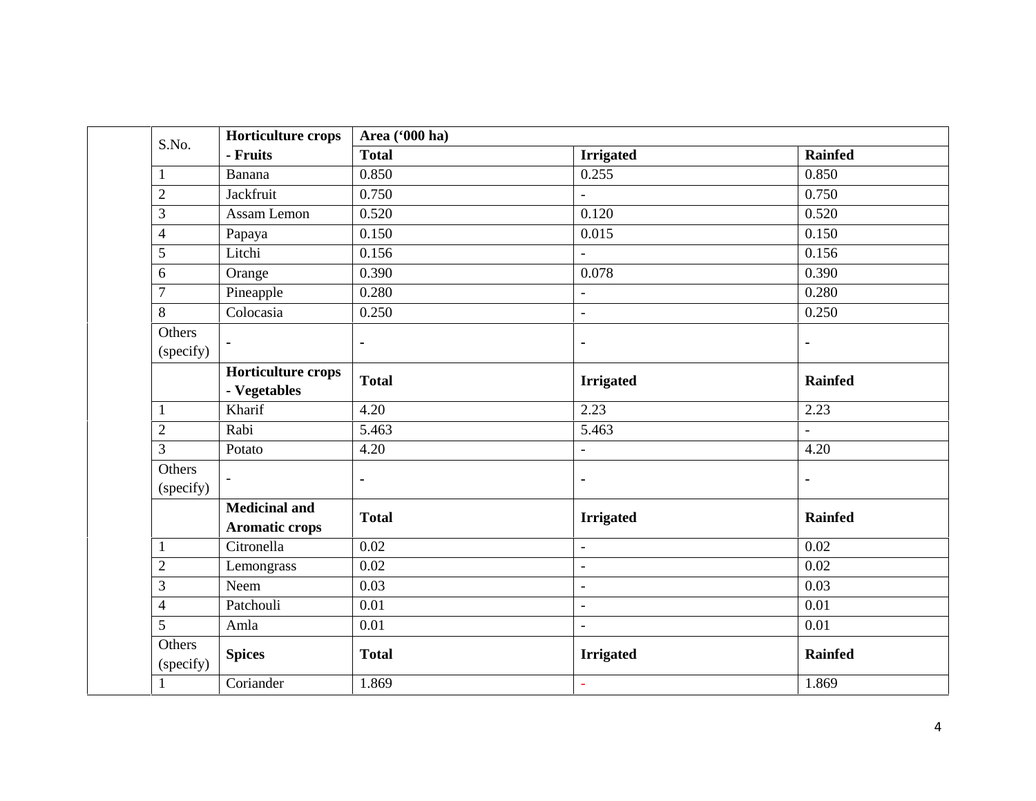| S.No. | Horticulture crops - Fruits | Area ('000 ha) | | |
|---|---|---|---|---|
| | | Total | Irrigated | Rainfed |
| 1 | Banana | 0.850 | 0.255 | 0.850 |
| 2 | Jackfruit | 0.750 | - | 0.750 |
| 3 | Assam Lemon | 0.520 | 0.120 | 0.520 |
| 4 | Papaya | 0.150 | 0.015 | 0.150 |
| 5 | Litchi | 0.156 | - | 0.156 |
| 6 | Orange | 0.390 | 0.078 | 0.390 |
| 7 | Pineapple | 0.280 | - | 0.280 |
| 8 | Colocasia | 0.250 | - | 0.250 |
| Others (specify) | - | - | - | - |
| | **Horticulture crops - Vegetables** | **Total** | **Irrigated** | **Rainfed** |
| 1 | Kharif | 4.20 | 2.23 | 2.23 |
| 2 | Rabi | 5.463 | 5.463 | - |
| 3 | Potato | 4.20 | - | 4.20 |
| Others (specify) | - | - | - | - |
| | **Medicinal and Aromatic crops** | **Total** | **Irrigated** | **Rainfed** |
| 1 | Citronella | 0.02 | - | 0.02 |
| 2 | Lemongrass | 0.02 | - | 0.02 |
| 3 | Neem | 0.03 | - | 0.03 |
| 4 | Patchouli | 0.01 | - | 0.01 |
| 5 | Amla | 0.01 | - | 0.01 |
| Others (specify) | **Spices** | **Total** | **Irrigated** | **Rainfed** |
| 1 | Coriander | 1.869 | - | 1.869 |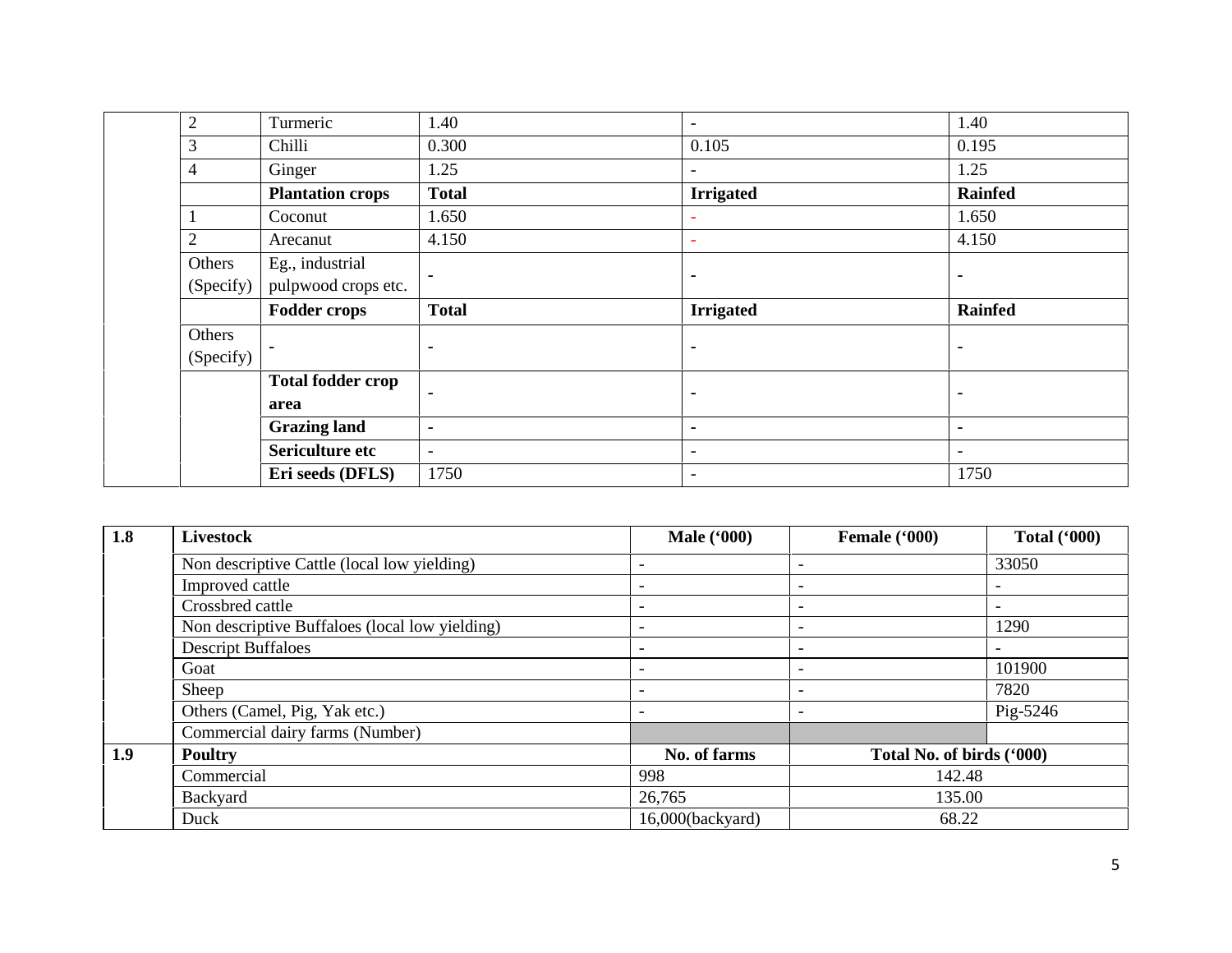| | | | | | |
|---|---|---|---|---|---|
| | 2 | Turmeric | 1.40 | - | 1.40 |
| | 3 | Chilli | 0.300 | 0.105 | 0.195 |
| | 4 | Ginger | 1.25 | - | 1.25 |
| | | **Plantation crops** | **Total** | **Irrigated** | **Rainfed** |
| | 1 | Coconut | 1.650 | - | 1.650 |
| | 2 | Arecanut | 4.150 | - | 4.150 |
| | Others (Specify) | Eg., industrial pulpwood crops etc. | - | - | - |
| | | **Fodder crops** | **Total** | **Irrigated** | **Rainfed** |
| | Others (Specify) | - | - | - | - |
| | | **Total fodder crop area** | - | - | - |
| | | **Grazing land** | - | - | - |
| | | **Sericulture etc** | - | - | - |
| | | **Eri seeds (DFLS)** | 1750 | - | 1750 |

| **1.8** | **Livestock** | **Male ('000)** | **Female ('000)** | **Total ('000)** |
|---|---|---|---|---|
| | Non descriptive Cattle (local low yielding) | - | - | 33050 |
| | Improved cattle | - | - | - |
| | Crossbred cattle | - | - | - |
| | Non descriptive Buffaloes (local low yielding) | - | - | 1290 |
| | Descript Buffaloes | - | - | - |
| | Goat | - | - | 101900 |
| | Sheep | - | - | 7820 |
| | Others (Camel, Pig, Yak etc.) | - | - | Pig-5246 |
| | Commercial dairy farms (Number) | | | |
| **1.9** | **Poultry** | **No. of farms** | **Total No. of birds ('000)** | |
| | Commercial | 998 | 142.48 | |
| | Backyard | 26,765 | 135.00 | |
| | Duck | 16,000(backyard) | 68.22 | |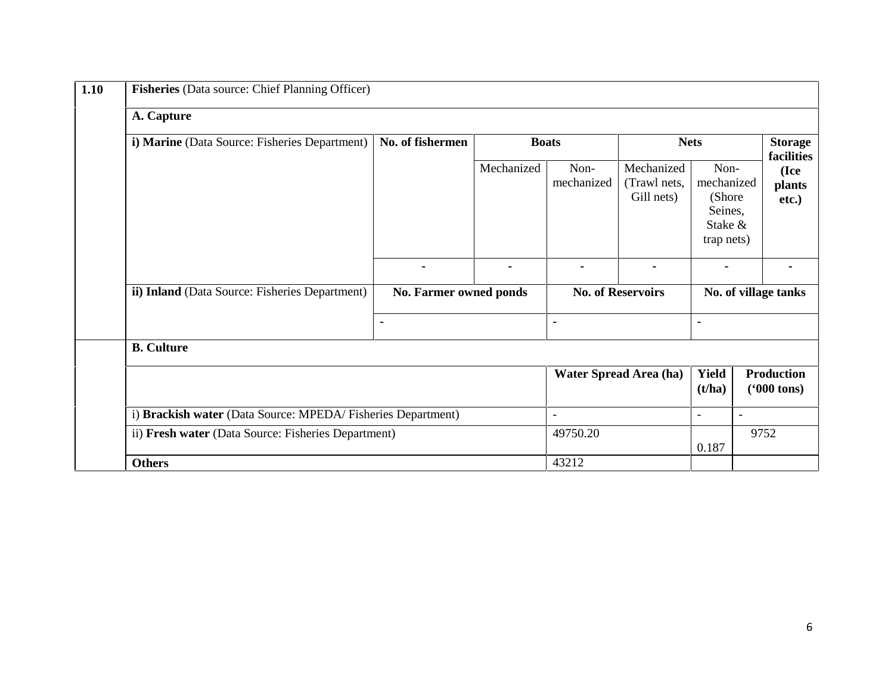| 1.10 | Fisheries (Data source: Chief Planning Officer) | | | | | | |
|---|---|---|---|---|---|---|---|
| | **A. Capture** | | | | | | |
| | **i) Marine** (Data Source: Fisheries Department) | **No. of fishermen** | **Boats** | | **Nets** | | **Storage facilities (Ice plants etc.)** |
| | | | Mechanized | Non-mechanized | Mechanized (Trawl nets, Gill nets) | Non-mechanized (Shore Seines, Stake & trap nets) | |
| | | - | - | - | - | - | - |
| | **ii) Inland** (Data Source: Fisheries Department) | **No. Farmer owned ponds** | | **No. of Reservoirs** | | **No. of village tanks** | |
| | | - | | - | | - | |
| | **B. Culture** | | | | | | |
| | | | | **Water Spread Area (ha)** | | **Yield (t/ha)** | **Production ('000 tons)** |
| | i) **Brackish water** (Data Source: MPEDA/ Fisheries Department) | | | - | | - | - |
| | ii) **Fresh water** (Data Source: Fisheries Department) | | | 49750.20 | | 0.187 | 9752 |
| | **Others** | | | 43212 | | | |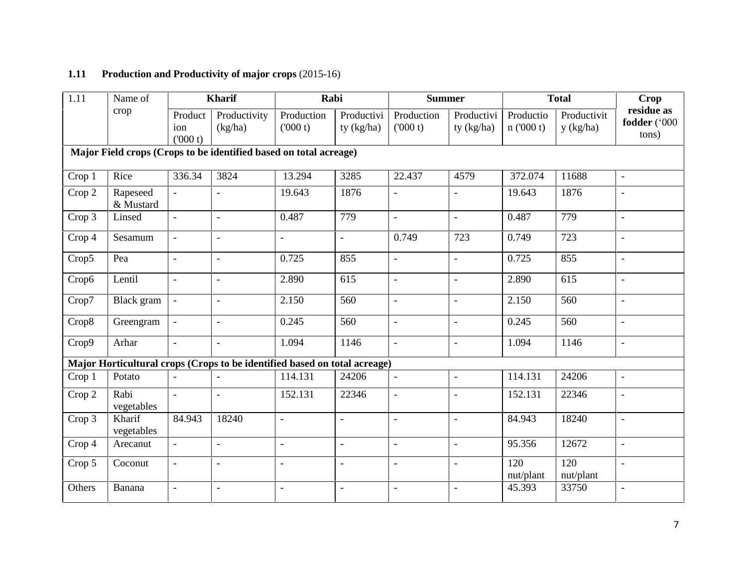### 1.11 Production and Productivity of major crops (2015-16)

| 1.11 | Name of crop | Kharif | | Rabi | | Summer | | Total | | Crop residue as fodder ('000 tons) |
|---|---|---|---|---|---|---|---|---|---|---|
| | | Production ('000 t) | Productivity (kg/ha) | Production ('000 t) | Productivity (kg/ha) | Production ('000 t) | Productivity (kg/ha) | Production ('000 t) | Productivity (kg/ha) | |
| **Major Field crops (Crops to be identified based on total acreage)** | | | | | | | | | | |
| Crop 1 | Rice | 336.34 | 3824 | 13.294 | 3285 | 22.437 | 4579 | 372.074 | 11688 | - |
| Crop 2 | Rapeseed & Mustard | - | - | 19.643 | 1876 | - | - | 19.643 | 1876 | - |
| Crop 3 | Linsed | - | - | 0.487 | 779 | - | - | 0.487 | 779 | - |
| Crop 4 | Sesamum | - | - | - | - | 0.749 | 723 | 0.749 | 723 | - |
| Crop5 | Pea | - | - | 0.725 | 855 | - | - | 0.725 | 855 | - |
| Crop6 | Lentil | - | - | 2.890 | 615 | - | - | 2.890 | 615 | - |
| Crop7 | Black gram | - | - | 2.150 | 560 | - | - | 2.150 | 560 | - |
| Crop8 | Greengram | - | - | 0.245 | 560 | - | - | 0.245 | 560 | - |
| Crop9 | Arhar | - | - | 1.094 | 1146 | - | - | 1.094 | 1146 | - |
| **Major Horticultural crops (Crops to be identified based on total acreage)** | | | | | | | | | | |
| Crop 1 | Potato | - | - | 114.131 | 24206 | - | - | 114.131 | 24206 | - |
| Crop 2 | Rabi vegetables | - | - | 152.131 | 22346 | - | - | 152.131 | 22346 | - |
| Crop 3 | Kharif vegetables | 84.943 | 18240 | - | - | - | - | 84.943 | 18240 | - |
| Crop 4 | Arecanut | - | - | - | - | - | - | 95.356 | 12672 | - |
| Crop 5 | Coconut | - | - | - | - | - | - | 120 nut/plant | 120 nut/plant | - |
| Others | Banana | - | - | - | - | - | - | 45.393 | 33750 | - |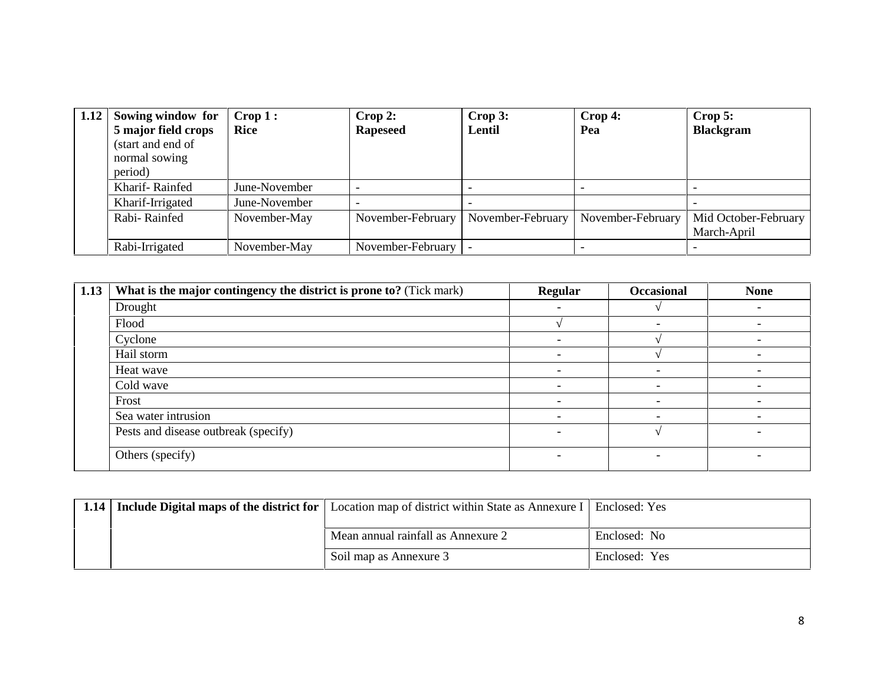| 1.12 | **Sowing window for 5 major field crops** (start and end of normal sowing period) | **Crop 1 : Rice** | **Crop 2: Rapeseed** | **Crop 3: Lentil** | **Crop 4: Pea** | **Crop 5: Blackgram** |
|---|---|---|---|---|---|---|
| | Kharif- Rainfed | June-November | - | - | - | - |
| | Kharif-Irrigated | June-November | - | - | | - |
| | Rabi- Rainfed | November-May | November-February | November-February | November-February | Mid October-February March-April |
| | Rabi-Irrigated | November-May | November-February | - | - | - |

| 1.13 | **What is the major contingency the district is prone to?** (Tick mark) | **Regular** | **Occasional** | **None** |
|---|---|---|---|---|
| | Drought | - | √ | - |
| | Flood | √ | - | - |
| | Cyclone | - | √ | - |
| | Hail storm | - | √ | - |
| | Heat wave | - | - | - |
| | Cold wave | - | - | - |
| | Frost | - | - | - |
| | Sea water intrusion | - | - | - |
| | Pests and disease outbreak (specify) | - | √ | - |
| | Others (specify) | - | - | - |

| 1.14 | **Include Digital maps of the district for** | Location map of district within State as Annexure I | Enclosed: Yes |
|---|---|---|---|
| | | Mean annual rainfall as Annexure 2 | Enclosed: No |
| | | Soil map as Annexure 3 | Enclosed: Yes |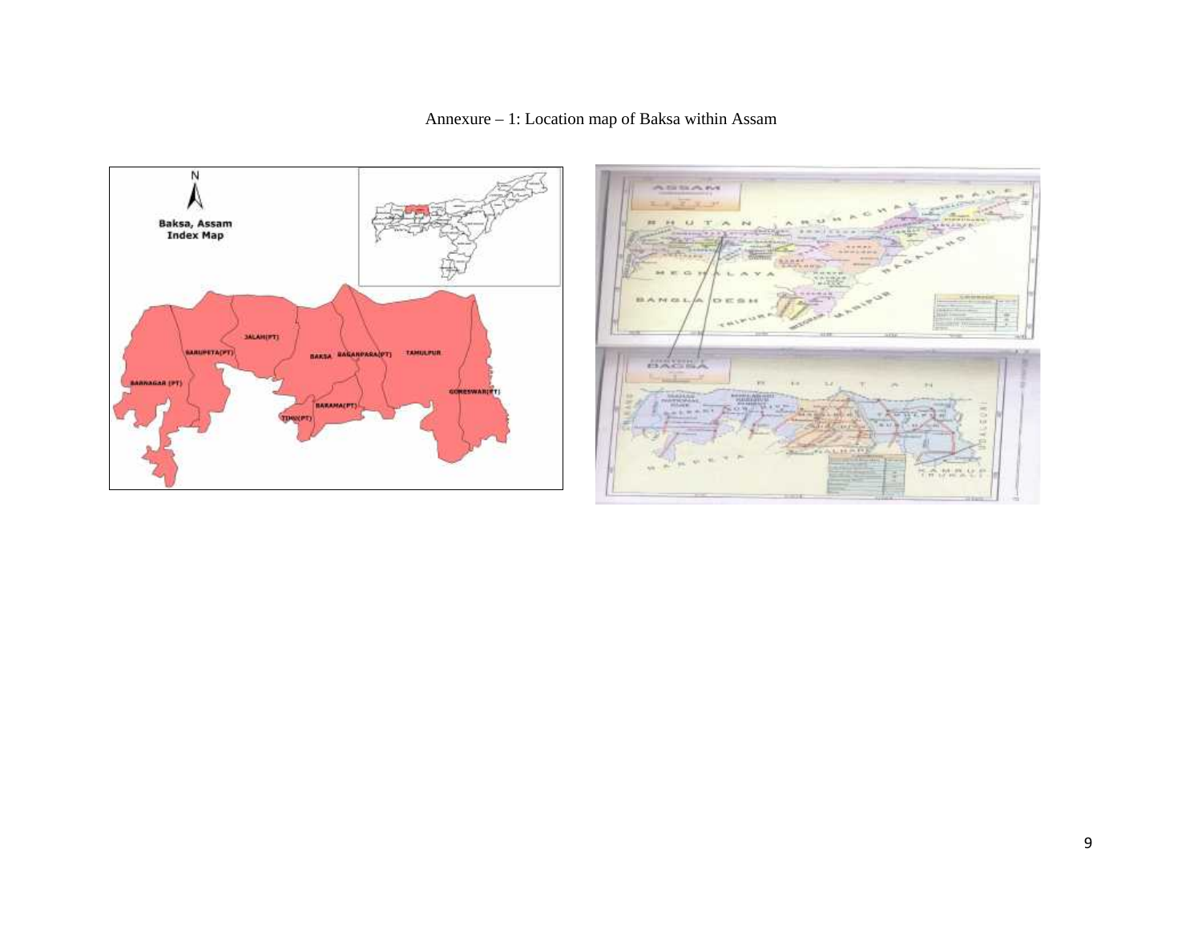Annexure – 1: Location map of Baksa within Assam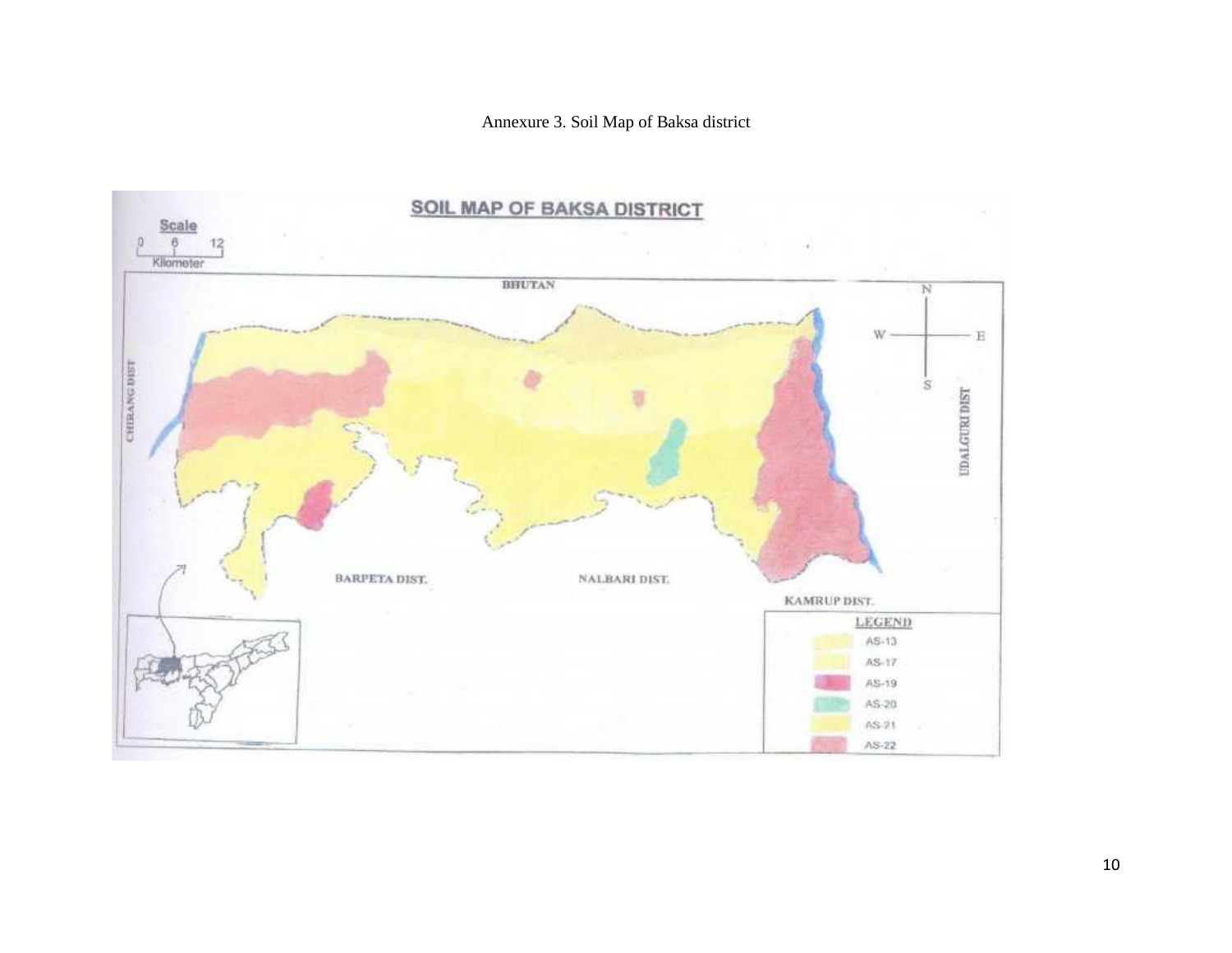Annexure 3. Soil Map of Baksa district

SOIL MAP OF BAKSA DISTRICT

Scale

0 6 12

Kilometer

BHUTAN

CHIRANG DIST

UDALGURI DIST

BARPETA DIST.

NALBARI DIST.

KAMRUP DIST.

LEGEND

- AS-13
- AS-17
- AS-19
- AS-20
- AS-21
- AS-22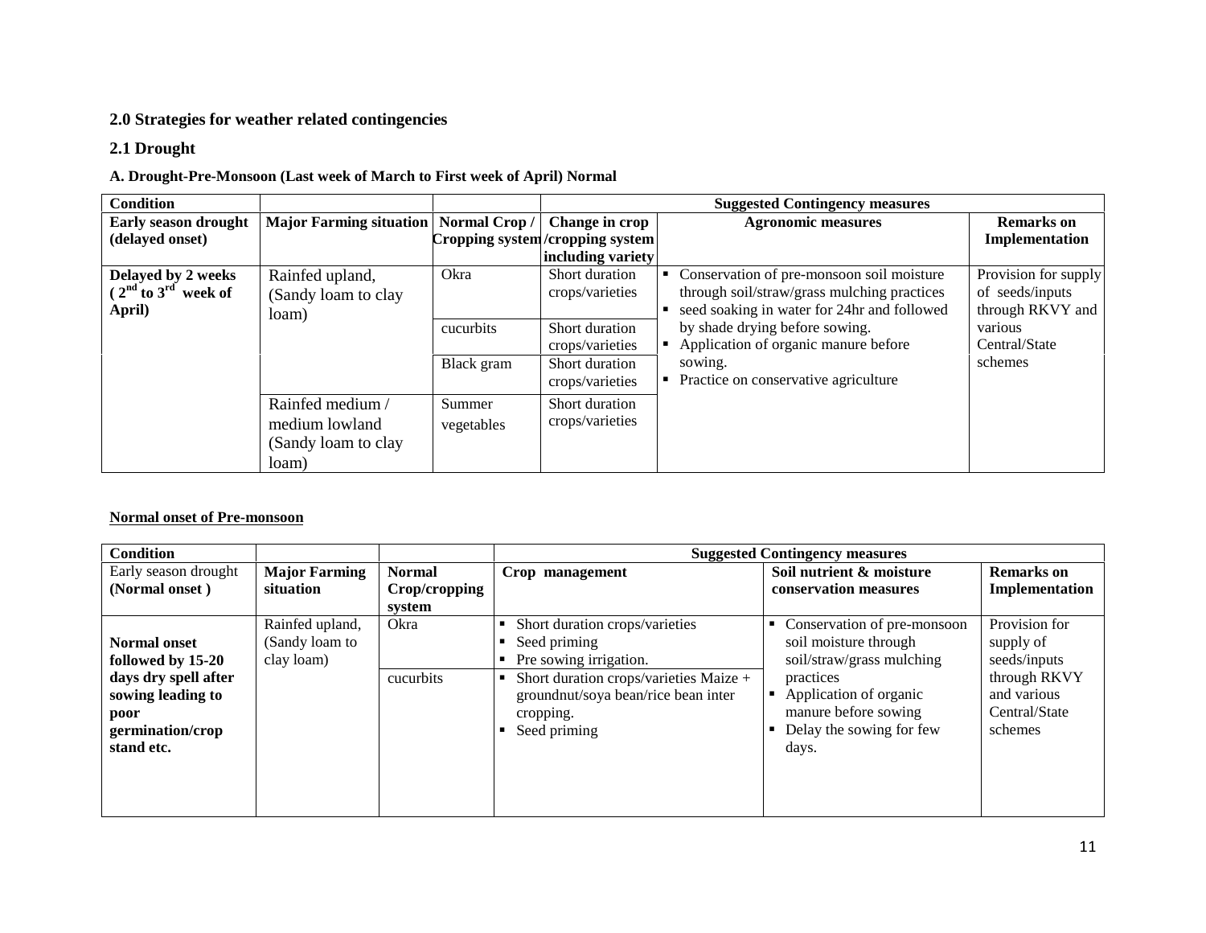## 2.0 Strategies for weather related contingencies

### 2.1 Drought

**A. Drought-Pre-Monsoon (Last week of March to First week of April) Normal**

| Condition | | | Suggested Contingency measures | | |
|---|---|---|---|---|---|
| **Early season drought (delayed onset)** | **Major Farming situation** | **Normal Crop / Cropping system** | **Change in crop /cropping system including variety** | **Agronomic measures** | **Remarks on Implementation** |
| **Delayed by 2 weeks ($2^{nd}$ to $3^{rd}$ week of April)** | Rainfed upland, (Sandy loam to clay loam) | Okra | Short duration crops/varieties | ▪ Conservation of pre-monsoon soil moisture through soil/straw/grass mulching practices<br>▪ seed soaking in water for 24hr and followed by shade drying before sowing.<br>▪ Application of organic manure before sowing.<br>▪ Practice on conservative agriculture | Provision for supply of seeds/inputs through RKVY and various Central/State schemes |
| | | cucurbits | Short duration crops/varieties | | |
| | | Black gram | Short duration crops/varieties | | |
| | Rainfed medium / medium lowland (Sandy loam to clay loam) | Summer vegetables | Short duration crops/varieties | | |

**Normal onset of Pre-monsoon**

| Condition | | | Suggested Contingency measures | | |
|---|---|---|---|---|---|
| Early season drought **(Normal onset)** | **Major Farming situation** | **Normal Crop/cropping system** | **Crop management** | **Soil nutrient & moisture conservation measures** | **Remarks on Implementation** |
| **Normal onset followed by 15-20 days dry spell after sowing leading to poor germination/crop stand etc.** | Rainfed upland, (Sandy loam to clay loam) | Okra | ▪ Short duration crops/varieties<br>▪ Seed priming<br>▪ Pre sowing irrigation. | ▪ Conservation of pre-monsoon soil moisture through soil/straw/grass mulching practices<br>▪ Application of organic manure before sowing<br>▪ Delay the sowing for few days. | Provision for supply of seeds/inputs through RKVY and various Central/State schemes |
| | | cucurbits | ▪ Short duration crops/varieties Maize + groundnut/soya bean/rice bean inter cropping.<br>▪ Seed priming | | |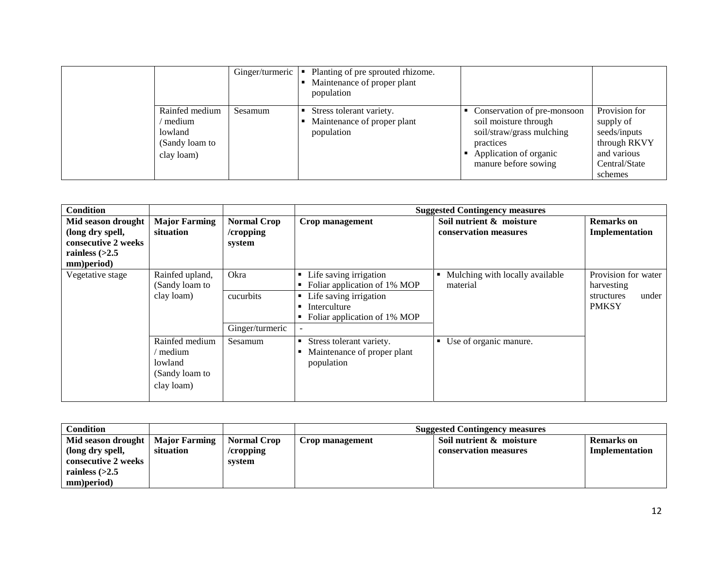| | | | | | |
|---|---|---|---|---|---|
| | | Ginger/turmeric | ▪ Planting of pre sprouted rhizome.<br>▪ Maintenance of proper plant population | | |
| | Rainfed medium / medium lowland (Sandy loam to clay loam) | Sesamum | ▪ Stress tolerant variety.<br>▪ Maintenance of proper plant population | ▪ Conservation of pre-monsoon soil moisture through soil/straw/grass mulching practices<br>▪ Application of organic manure before sowing | Provision for supply of seeds/inputs through RKVY and various Central/State schemes |

| Condition | | | Suggested Contingency measures | | |
|---|---|---|---|---|---|
| **Mid season drought (long dry spell, consecutive 2 weeks rainless (>2.5 mm)period)** | **Major Farming situation** | **Normal Crop /cropping system** | **Crop management** | **Soil nutrient & moisture conservation measures** | **Remarks on Implementation** |
| Vegetative stage | Rainfed upland, (Sandy loam to clay loam) | Okra | ▪ Life saving irrigation<br>▪ Foliar application of 1% MOP | ▪ Mulching with locally available material | Provision for water harvesting structures under PMKSY |
| | | cucurbits | ▪ Life saving irrigation<br>▪ Interculture<br>▪ Foliar application of 1% MOP | | |
| | | Ginger/turmeric | - | | |
| | Rainfed medium / medium lowland (Sandy loam to clay loam) | Sesamum | ▪ Stress tolerant variety.<br>▪ Maintenance of proper plant population | ▪ Use of organic manure. | |

| Condition | | | Suggested Contingency measures | | |
|---|---|---|---|---|---|
| **Mid season drought (long dry spell, consecutive 2 weeks rainless (>2.5 mm)period)** | **Major Farming situation** | **Normal Crop /cropping system** | **Crop management** | **Soil nutrient & moisture conservation measures** | **Remarks on Implementation** |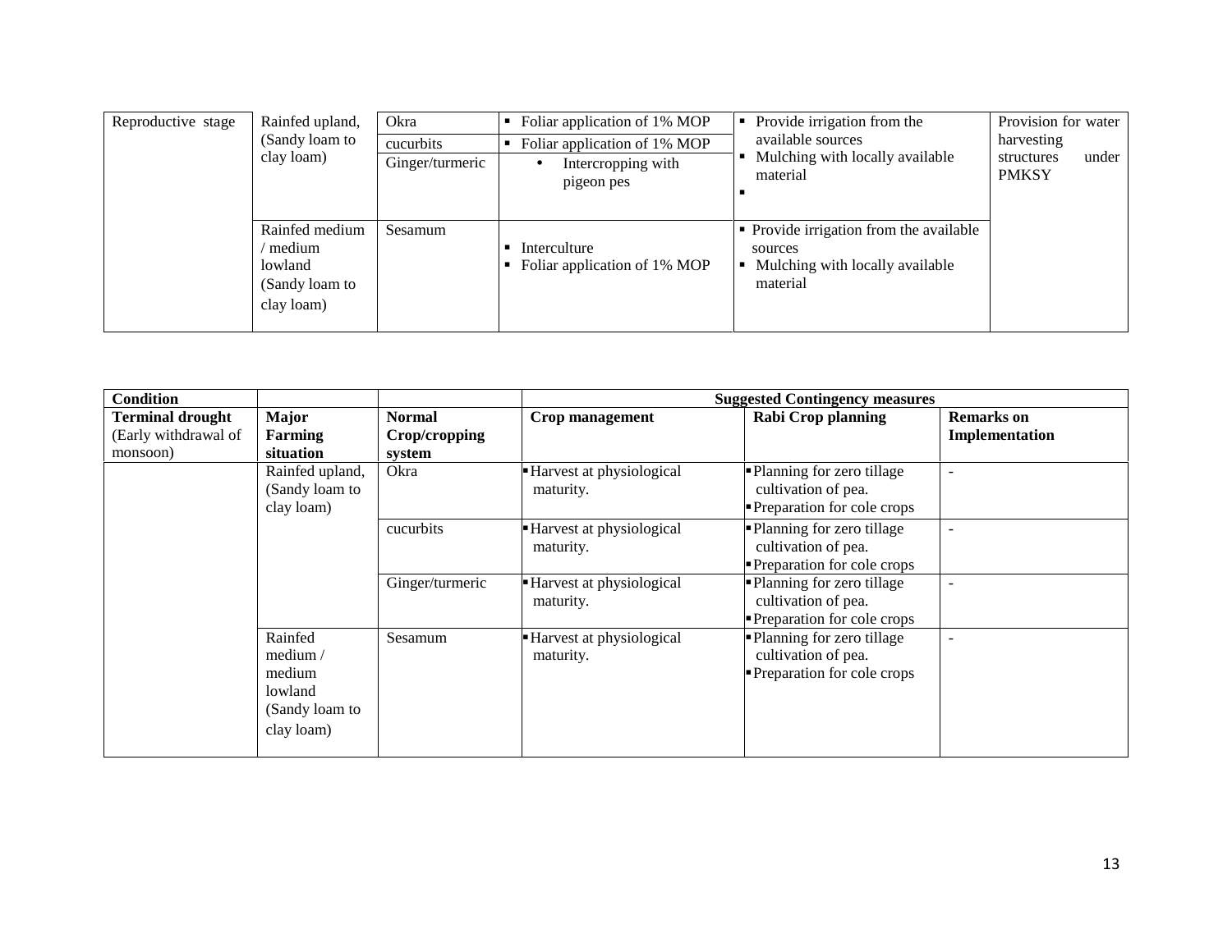| Reproductive stage | Rainfed upland, (Sandy loam to clay loam) | Okra | ▪ Foliar application of 1% MOP | ▪ Provide irrigation from the available sources<br>▪ Mulching with locally available material<br>▪ | Provision for water harvesting structures under PMKSY |
|---|---|---|---|---|---|
| | | cucurbits | ▪ Foliar application of 1% MOP | | |
| | | Ginger/turmeric | • Intercropping with pigeon pes | | |
| | Rainfed medium / medium lowland (Sandy loam to clay loam) | Sesamum | ▪ Interculture<br>▪ Foliar application of 1% MOP | ▪ Provide irrigation from the available sources<br>▪ Mulching with locally available material | |

| Condition | | | Suggested Contingency measures | | |
|---|---|---|---|---|---|
| **Terminal drought** (Early withdrawal of monsoon) | **Major Farming situation** | **Normal Crop/cropping system** | **Crop management** | **Rabi Crop planning** | **Remarks on Implementation** |
| | Rainfed upland, (Sandy loam to clay loam) | Okra | ▪ Harvest at physiological maturity. | ▪ Planning for zero tillage cultivation of pea.<br>▪ Preparation for cole crops | - |
| | | cucurbits | ▪ Harvest at physiological maturity. | ▪ Planning for zero tillage cultivation of pea.<br>▪ Preparation for cole crops | - |
| | | Ginger/turmeric | ▪ Harvest at physiological maturity. | ▪ Planning for zero tillage cultivation of pea.<br>▪ Preparation for cole crops | - |
| | Rainfed medium / medium lowland (Sandy loam to clay loam) | Sesamum | ▪ Harvest at physiological maturity. | ▪ Planning for zero tillage cultivation of pea.<br>▪ Preparation for cole crops | - |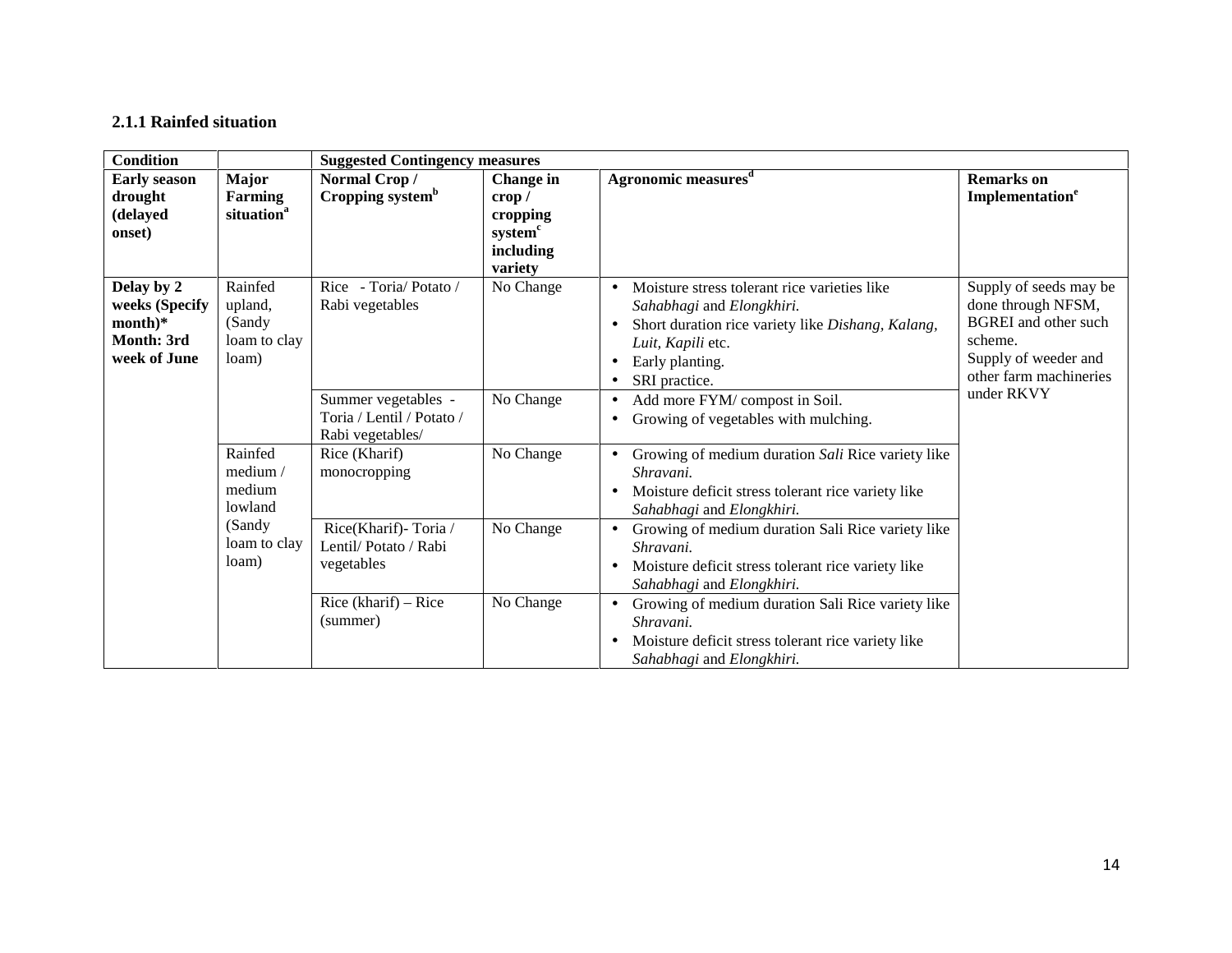### 2.1.1 Rainfed situation

| Condition | | Suggested Contingency measures | | | |
|---|---|---|---|---|---|
| **Early season drought (delayed onset)** | **Major Farming situation[a]** | **Normal Crop / Cropping system[b]** | **Change in crop / cropping system[c] including variety** | **Agronomic measures[d]** | **Remarks on Implementation[e]** |
| **Delay by 2 weeks (Specify month)\* Month: 3rd week of June** | Rainfed upland, (Sandy loam to clay loam) | Rice - Toria/ Potato / Rabi vegetables | No Change | • Moisture stress tolerant rice varieties like *Sahabhagi* and *Elongkhiri.*<br>• Short duration rice variety like *Dishang, Kalang, Luit, Kapili* etc.<br>• Early planting.<br>• SRI practice. | Supply of seeds may be done through NFSM, BGREI and other such scheme.<br>Supply of weeder and other farm machineries under RKVY |
| | | Summer vegetables - Toria / Lentil / Potato / Rabi vegetables/ | No Change | • Add more FYM/ compost in Soil.<br>• Growing of vegetables with mulching. | |
| | Rainfed medium / medium lowland (Sandy loam to clay loam) | Rice (Kharif) monocropping | No Change | • Growing of medium duration *Sali* Rice variety like *Shravani.*<br>• Moisture deficit stress tolerant rice variety like *Sahabhagi* and *Elongkhiri.* | |
| | | Rice(Kharif)- Toria / Lentil/ Potato / Rabi vegetables | No Change | • Growing of medium duration Sali Rice variety like *Shravani.*<br>• Moisture deficit stress tolerant rice variety like *Sahabhagi* and *Elongkhiri.* | |
| | | Rice (kharif) – Rice (summer) | No Change | • Growing of medium duration Sali Rice variety like *Shravani.*<br>• Moisture deficit stress tolerant rice variety like *Sahabhagi* and *Elongkhiri.* | |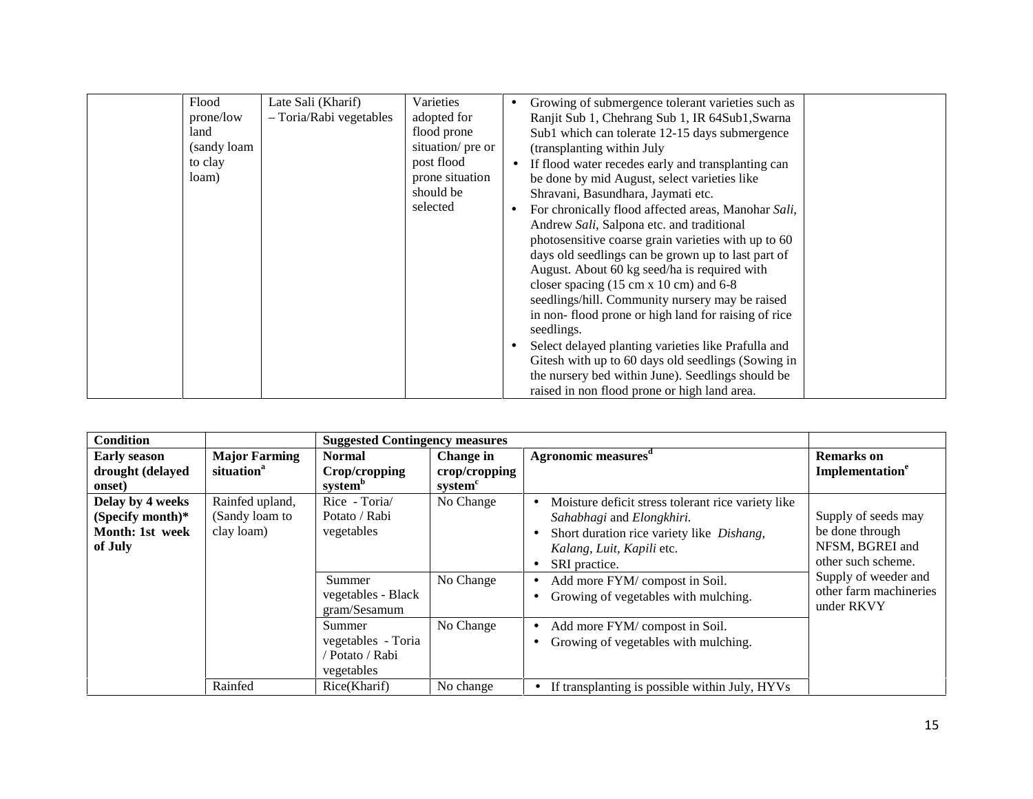|  | Flood prone/low land (sandy loam to clay loam) | Late Sali (Kharif) – Toria/Rabi vegetables | Varieties adopted for flood prone situation/ pre or post flood prone situation should be selected | • Growing of submergence tolerant varieties such as Ranjit Sub 1, Chehrang Sub 1, IR 64Sub1,Swarna Sub1 which can tolerate 12-15 days submergence (transplanting within July<br>• If flood water recedes early and transplanting can be done by mid August, select varieties like Shravani, Basundhara, Jaymati etc.<br>• For chronically flood affected areas, Manohar *Sali*, Andrew *Sali*, Salpona etc. and traditional photosensitive coarse grain varieties with up to 60 days old seedlings can be grown up to last part of August. About 60 kg seed/ha is required with closer spacing (15 cm x 10 cm) and 6-8 seedlings/hill. Community nursery may be raised in non- flood prone or high land for raising of rice seedlings.<br>• Select delayed planting varieties like Prafulla and Gitesh with up to 60 days old seedlings (Sowing in the nursery bed within June). Seedlings should be raised in non flood prone or high land area. |  |
|---|---|---|---|---|---|

| Condition |  | Suggested Contingency measures |  |  |  |
|---|---|---|---|---|---|
| **Early season drought (delayed onset)** | **Major Farming situation[a]** | **Normal Crop/cropping system[b]** | **Change in crop/cropping system[c]** | **Agronomic measures[d]** | **Remarks on Implementation[e]** |
| **Delay by 4 weeks (Specify month)\* Month: 1st week of July** | Rainfed upland, (Sandy loam to clay loam) | Rice - Toria/ Potato / Rabi vegetables | No Change | • Moisture deficit stress tolerant rice variety like *Sahabhagi* and *Elongkhiri.*<br>• Short duration rice variety like *Dishang, Kalang, Luit, Kapili* etc.<br>• SRI practice. | Supply of seeds may be done through NFSM, BGREI and other such scheme. Supply of weeder and other farm machineries under RKVY |
|  |  | Summer vegetables - Black gram/Sesamum | No Change | • Add more FYM/ compost in Soil.<br>• Growing of vegetables with mulching. |  |
|  |  | Summer vegetables - Toria / Potato / Rabi vegetables | No Change | • Add more FYM/ compost in Soil.<br>• Growing of vegetables with mulching. |  |
|  | Rainfed | Rice(Kharif) | No change | • If transplanting is possible within July, HYVs |  |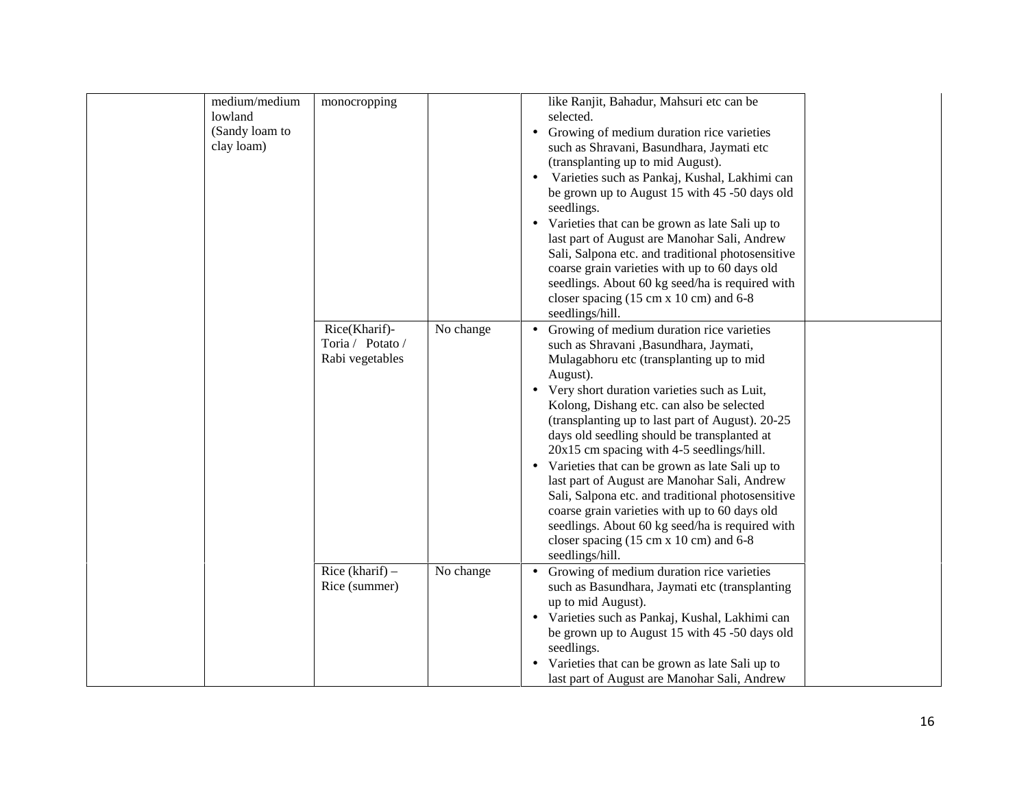| | | | | | |
|---|---|---|---|---|---|
| | medium/medium lowland (Sandy loam to clay loam) | monocropping | | like Ranjit, Bahadur, Mahsuri etc can be selected.<br>• Growing of medium duration rice varieties such as Shravani, Basundhara, Jaymati etc (transplanting up to mid August).<br>• Varieties such as Pankaj, Kushal, Lakhimi can be grown up to August 15 with 45 -50 days old seedlings.<br>• Varieties that can be grown as late Sali up to last part of August are Manohar Sali, Andrew Sali, Salpona etc. and traditional photosensitive coarse grain varieties with up to 60 days old seedlings. About 60 kg seed/ha is required with closer spacing (15 cm x 10 cm) and 6-8 seedlings/hill. | |
| | | Rice(Kharif)- Toria / Potato / Rabi vegetables | No change | • Growing of medium duration rice varieties such as Shravani ,Basundhara, Jaymati, Mulagabhoru etc (transplanting up to mid August).<br>• Very short duration varieties such as Luit, Kolong, Dishang etc. can also be selected (transplanting up to last part of August). 20-25 days old seedling should be transplanted at 20x15 cm spacing with 4-5 seedlings/hill.<br>• Varieties that can be grown as late Sali up to last part of August are Manohar Sali, Andrew Sali, Salpona etc. and traditional photosensitive coarse grain varieties with up to 60 days old seedlings. About 60 kg seed/ha is required with closer spacing (15 cm x 10 cm) and 6-8 seedlings/hill. | |
| | | Rice (kharif) – Rice (summer) | No change | • Growing of medium duration rice varieties such as Basundhara, Jaymati etc (transplanting up to mid August).<br>• Varieties such as Pankaj, Kushal, Lakhimi can be grown up to August 15 with 45 -50 days old seedlings.<br>• Varieties that can be grown as late Sali up to last part of August are Manohar Sali, Andrew | |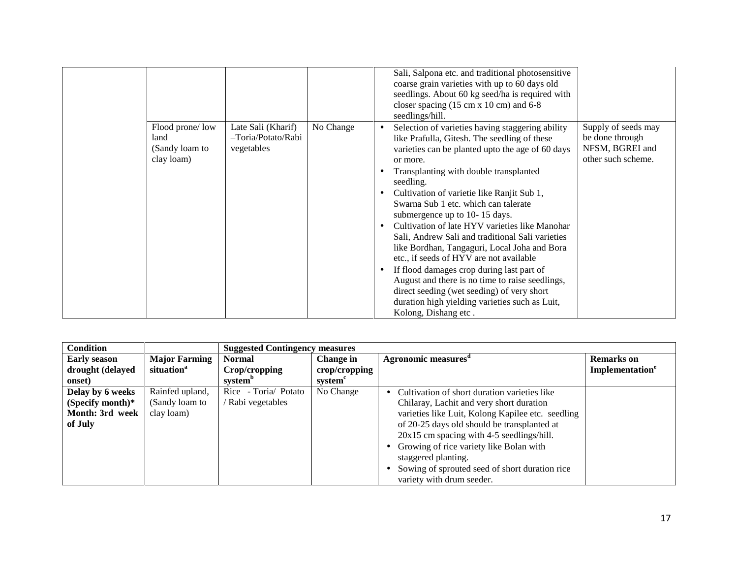| | | | | | |
|---|---|---|---|---|---|
| | | | | Sali, Salpona etc. and traditional photosensitive coarse grain varieties with up to 60 days old seedlings. About 60 kg seed/ha is required with closer spacing (15 cm x 10 cm) and 6-8 seedlings/hill. | |
| | Flood prone/ low land (Sandy loam to clay loam) | Late Sali (Kharif) –Toria/Potato/Rabi vegetables | No Change | • Selection of varieties having staggering ability like Prafulla, Gitesh. The seedling of these varieties can be planted upto the age of 60 days or more.<br>• Transplanting with double transplanted seedling.<br>• Cultivation of varietie like Ranjit Sub 1, Swarna Sub 1 etc. which can talerate submergence up to 10- 15 days.<br>• Cultivation of late HYV varieties like Manohar Sali, Andrew Sali and traditional Sali varieties like Bordhan, Tangaguri, Local Joha and Bora etc., if seeds of HYV are not available<br>• If flood damages crop during last part of August and there is no time to raise seedlings, direct seeding (wet seeding) of very short duration high yielding varieties such as Luit, Kolong, Dishang etc . | Supply of seeds may be done through NFSM, BGREI and other such scheme. |

| **Condition** | | **Suggested Contingency measures** | | | |
|---|---|---|---|---|---|
| **Early season drought (delayed onset)** | **Major Farming situation[a]** | **Normal Crop/cropping system[b]** | **Change in crop/cropping system[c]** | **Agronomic measures[d]** | **Remarks on Implementation[e]** |
| **Delay by 6 weeks (Specify month)\* Month: 3rd week of July** | Rainfed upland, (Sandy loam to clay loam) | Rice - Toria/ Potato / Rabi vegetables | No Change | • Cultivation of short duration varieties like Chilaray, Lachit and very short duration varieties like Luit, Kolong Kapilee etc. seedling of 20-25 days old should be transplanted at 20x15 cm spacing with 4-5 seedlings/hill.<br>• Growing of rice variety like Bolan with staggered planting.<br>• Sowing of sprouted seed of short duration rice variety with drum seeder. | |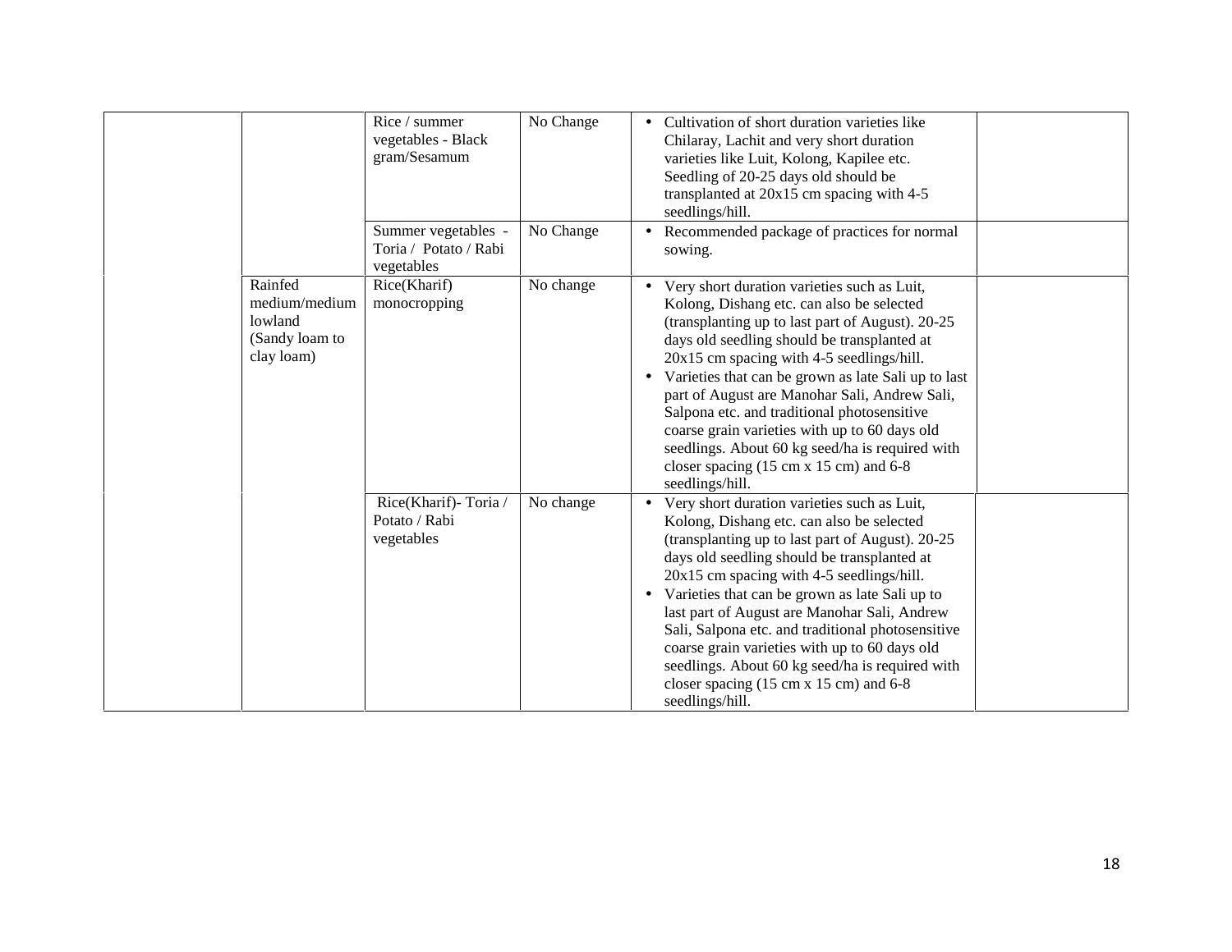| | | | | | |
|---|---|---|---|---|---|
| | | Rice / summer vegetables - Black gram/Sesamum | No Change | • Cultivation of short duration varieties like Chilaray, Lachit and very short duration varieties like Luit, Kolong, Kapilee etc. Seedling of 20-25 days old should be transplanted at 20x15 cm spacing with 4-5 seedlings/hill. | |
| | | Summer vegetables - Toria / Potato / Rabi vegetables | No Change | • Recommended package of practices for normal sowing. | |
| | Rainfed medium/medium lowland (Sandy loam to clay loam) | Rice(Kharif) monocropping | No change | • Very short duration varieties such as Luit, Kolong, Dishang etc. can also be selected (transplanting up to last part of August). 20-25 days old seedling should be transplanted at 20x15 cm spacing with 4-5 seedlings/hill.<br>• Varieties that can be grown as late Sali up to last part of August are Manohar Sali, Andrew Sali, Salpona etc. and traditional photosensitive coarse grain varieties with up to 60 days old seedlings. About 60 kg seed/ha is required with closer spacing (15 cm x 15 cm) and 6-8 seedlings/hill. | |
| | | Rice(Kharif)- Toria / Potato / Rabi vegetables | No change | • Very short duration varieties such as Luit, Kolong, Dishang etc. can also be selected (transplanting up to last part of August). 20-25 days old seedling should be transplanted at 20x15 cm spacing with 4-5 seedlings/hill.<br>• Varieties that can be grown as late Sali up to last part of August are Manohar Sali, Andrew Sali, Salpona etc. and traditional photosensitive coarse grain varieties with up to 60 days old seedlings. About 60 kg seed/ha is required with closer spacing (15 cm x 15 cm) and 6-8 seedlings/hill. | |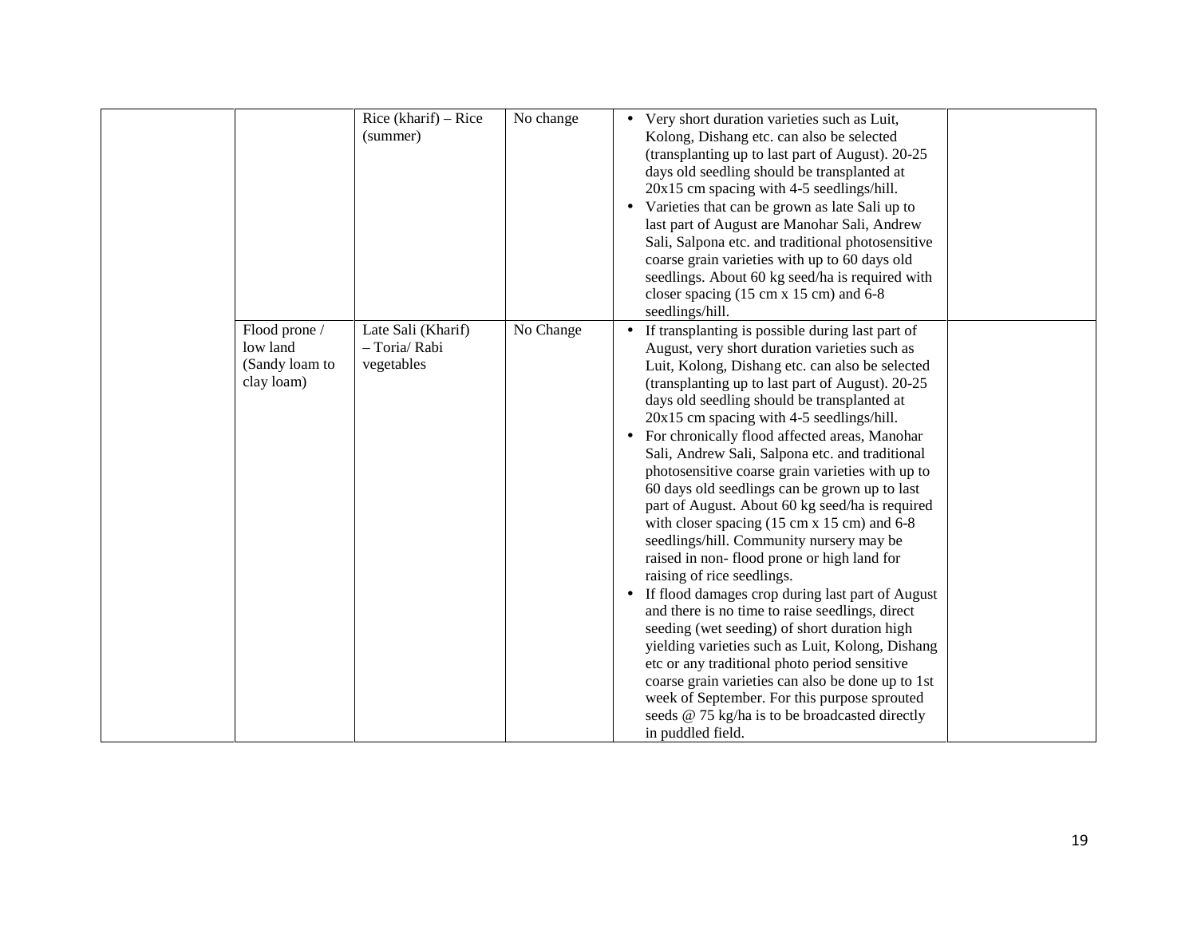| | | | | | |
|---|---|---|---|---|---|
| | | Rice (kharif) – Rice (summer) | No change | • Very short duration varieties such as Luit, Kolong, Dishang etc. can also be selected (transplanting up to last part of August). 20-25 days old seedling should be transplanted at 20x15 cm spacing with 4-5 seedlings/hill.<br>• Varieties that can be grown as late Sali up to last part of August are Manohar Sali, Andrew Sali, Salpona etc. and traditional photosensitive coarse grain varieties with up to 60 days old seedlings. About 60 kg seed/ha is required with closer spacing (15 cm x 15 cm) and 6-8 seedlings/hill. | |
| | Flood prone / low land (Sandy loam to clay loam) | Late Sali (Kharif) – Toria/ Rabi vegetables | No Change | • If transplanting is possible during last part of August, very short duration varieties such as Luit, Kolong, Dishang etc. can also be selected (transplanting up to last part of August). 20-25 days old seedling should be transplanted at 20x15 cm spacing with 4-5 seedlings/hill.<br>• For chronically flood affected areas, Manohar Sali, Andrew Sali, Salpona etc. and traditional photosensitive coarse grain varieties with up to 60 days old seedlings can be grown up to last part of August. About 60 kg seed/ha is required with closer spacing (15 cm x 15 cm) and 6-8 seedlings/hill. Community nursery may be raised in non- flood prone or high land for raising of rice seedlings.<br>• If flood damages crop during last part of August and there is no time to raise seedlings, direct seeding (wet seeding) of short duration high yielding varieties such as Luit, Kolong, Dishang etc or any traditional photo period sensitive coarse grain varieties can also be done up to 1st week of September. For this purpose sprouted seeds @ 75 kg/ha is to be broadcasted directly in puddled field. | |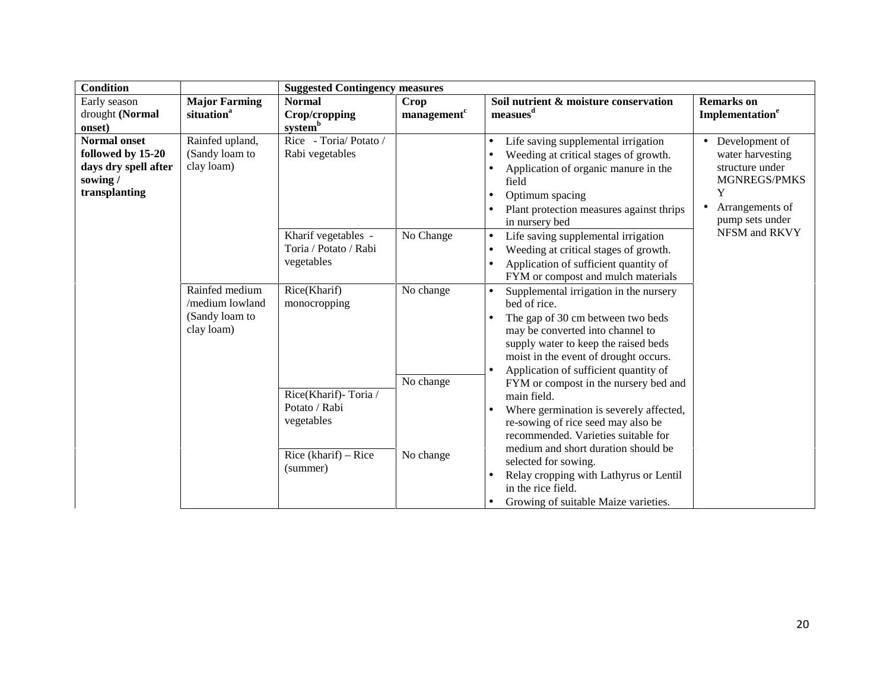| Condition | | Suggested Contingency measures | | | |
|---|---|---|---|---|---|
| Early season drought **(Normal onset)** | **Major Farming situation[a]** | **Normal Crop/cropping system[b]** | **Crop management[c]** | **Soil nutrient & moisture conservation measures[d]** | **Remarks on Implementation[e]** |
| **Normal onset followed by 15-20 days dry spell after sowing / transplanting** | Rainfed upland, (Sandy loam to clay loam) | Rice - Toria/ Potato / Rabi vegetables | | • Life saving supplemental irrigation<br>• Weeding at critical stages of growth.<br>• Application of organic manure in the field<br>• Optimum spacing<br>• Plant protection measures against thrips in nursery bed | • Development of water harvesting structure under MGNREGS/PMKSY<br>• Arrangements of pump sets under NFSM and RKVY |
| | | Kharif vegetables - Toria / Potato / Rabi vegetables | No Change | • Life saving supplemental irrigation<br>• Weeding at critical stages of growth.<br>• Application of sufficient quantity of FYM or compost and mulch materials | |
| | Rainfed medium /medium lowland (Sandy loam to clay loam) | Rice(Kharif) monocropping | No change | • Supplemental irrigation in the nursery bed of rice.<br>• The gap of 30 cm between two beds may be converted into channel to supply water to keep the raised beds moist in the event of drought occurs.<br>• Application of sufficient quantity of FYM or compost in the nursery bed and main field.<br>• Where germination is severely affected, re-sowing of rice seed may also be recommended. Varieties suitable for medium and short duration should be selected for sowing.<br>• Relay cropping with Lathyrus or Lentil in the rice field.<br>• Growing of suitable Maize varieties. | |
| | | Rice(Kharif)- Toria / Potato / Rabi vegetables | No change | | |
| | | Rice (kharif) – Rice (summer) | No change | | |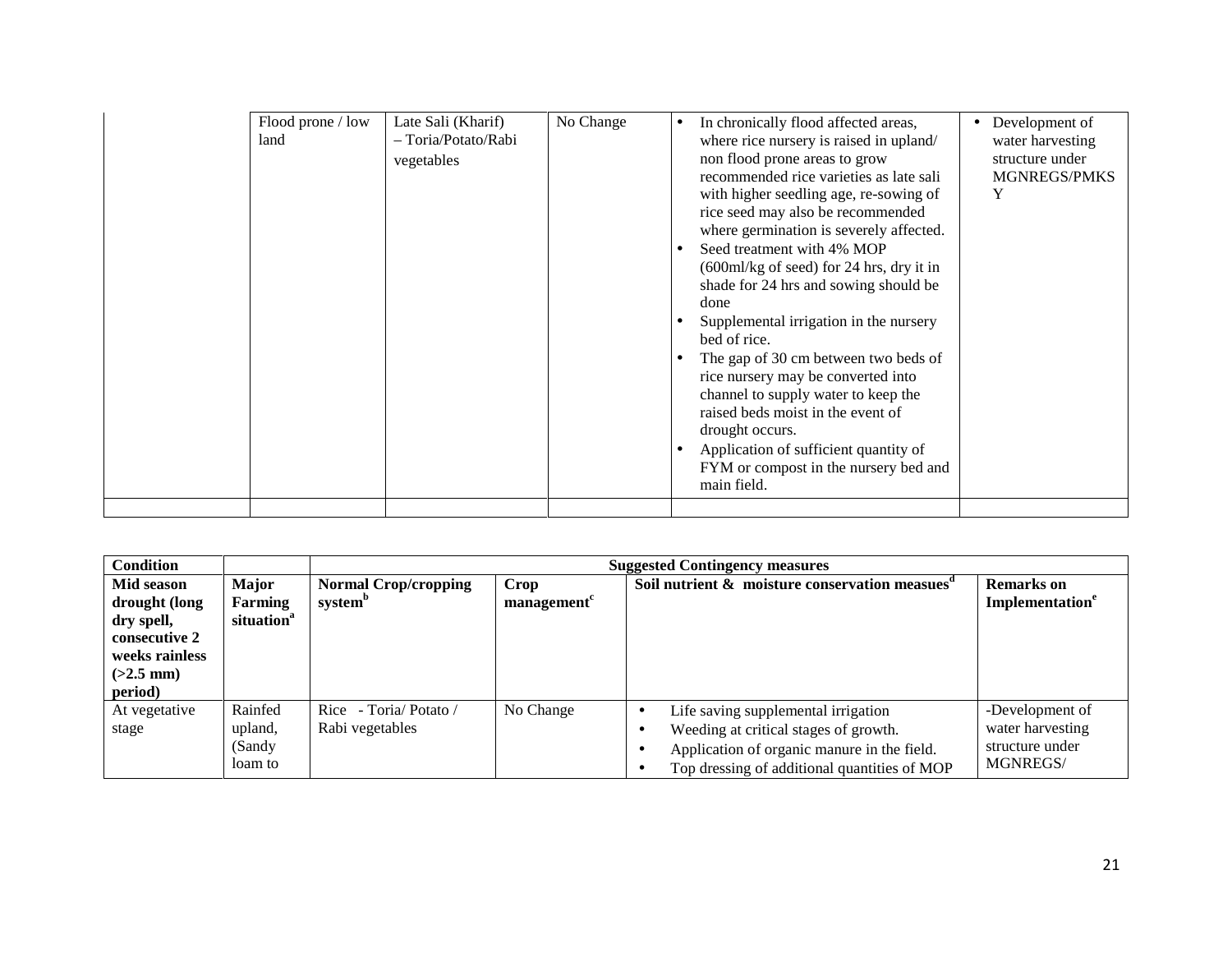| | Flood prone / low land | Late Sali (Kharif) – Toria/Potato/Rabi vegetables | No Change | • In chronically flood affected areas, where rice nursery is raised in upland/ non flood prone areas to grow recommended rice varieties as late sali with higher seedling age, re-sowing of rice seed may also be recommended where germination is severely affected.<br>• Seed treatment with 4% MOP (600ml/kg of seed) for 24 hrs, dry it in shade for 24 hrs and sowing should be done<br>• Supplemental irrigation in the nursery bed of rice.<br>• The gap of 30 cm between two beds of rice nursery may be converted into channel to supply water to keep the raised beds moist in the event of drought occurs.<br>• Application of sufficient quantity of FYM or compost in the nursery bed and main field. | • Development of water harvesting structure under MGNREGS/PMKSY |
|---|---|---|---|---|---|
| | | | | | |

| Condition | | Suggested Contingency measures | | | |
|---|---|---|---|---|---|
| Mid season drought (long dry spell, consecutive 2 weeks rainless (>2.5 mm) period) | Major Farming situation[a] | Normal Crop/cropping system[b] | Crop management[c] | Soil nutrient & moisture conservation measues[d] | Remarks on Implementation[e] |
| At vegetative stage | Rainfed upland, (Sandy loam to | Rice - Toria/ Potato / Rabi vegetables | No Change | • Life saving supplemental irrigation<br>• Weeding at critical stages of growth.<br>• Application of organic manure in the field.<br>• Top dressing of additional quantities of MOP | -Development of water harvesting structure under MGNREGS/ |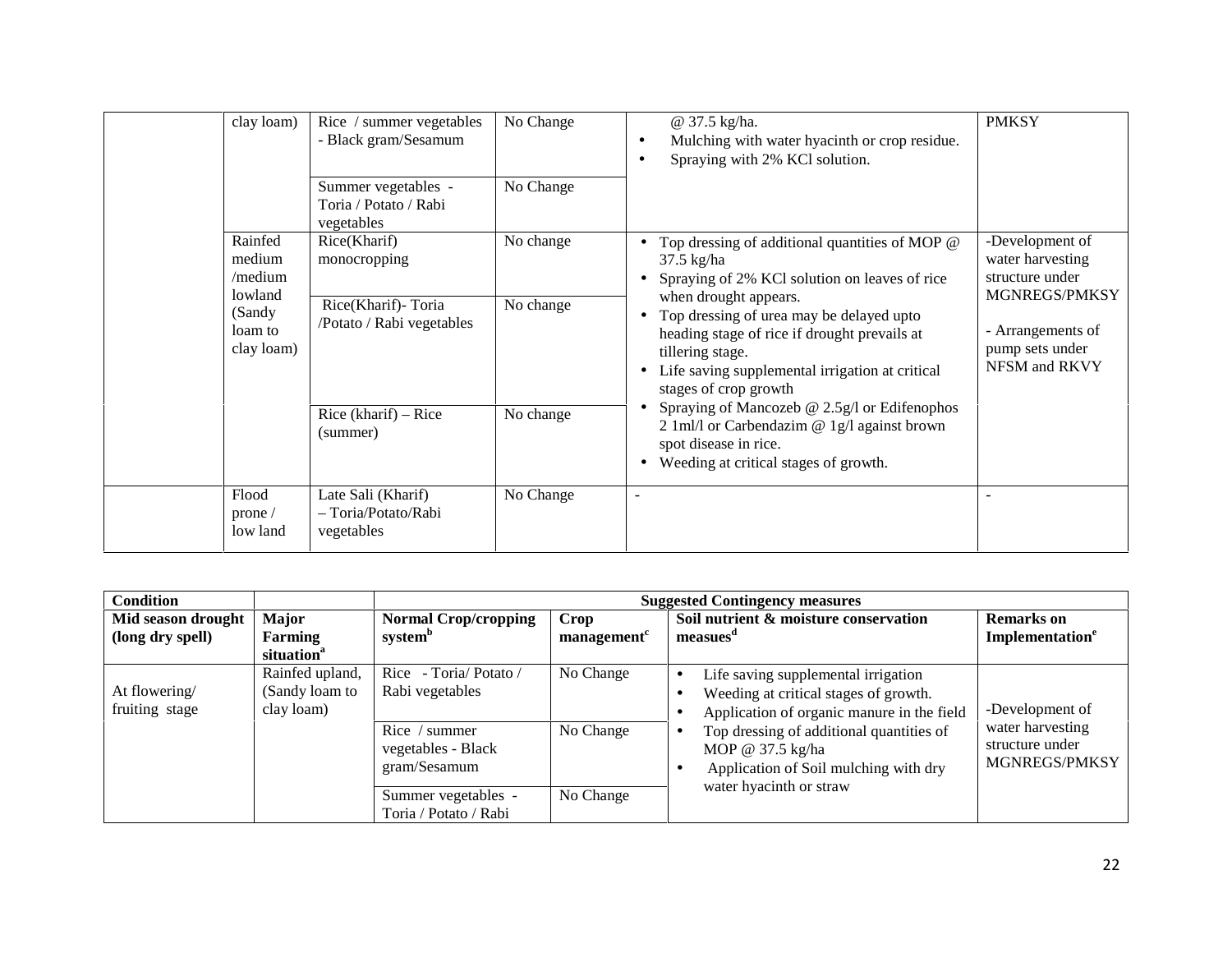| | | | | | |
|---|---|---|---|---|---|
| | clay loam) | Rice / summer vegetables - Black gram/Sesamum | No Change | @ 37.5 kg/ha.<br>• Mulching with water hyacinth or crop residue.<br>• Spraying with 2% KCl solution. | PMKSY |
| | | Summer vegetables - Toria / Potato / Rabi vegetables | No Change | | |
| | Rainfed medium /medium lowland (Sandy loam to clay loam) | Rice(Kharif) monocropping | No change | • Top dressing of additional quantities of MOP @ 37.5 kg/ha<br>• Spraying of 2% KCl solution on leaves of rice when drought appears.<br>• Top dressing of urea may be delayed upto heading stage of rice if drought prevails at tillering stage.<br>• Life saving supplemental irrigation at critical stages of crop growth<br>• Spraying of Mancozeb @ 2.5g/l or Edifenophos 2 1ml/l or Carbendazim @ 1g/l against brown spot disease in rice.<br>• Weeding at critical stages of growth. | -Development of water harvesting structure under MGNREGS/PMKSY<br><br>- Arrangements of pump sets under NFSM and RKVY |
| | | Rice(Kharif)- Toria /Potato / Rabi vegetables | No change | | |
| | | Rice (kharif) – Rice (summer) | No change | | |
| | Flood prone / low land | Late Sali (Kharif) – Toria/Potato/Rabi vegetables | No Change | - | - |

| Condition | | Suggested Contingency measures | | | |
|---|---|---|---|---|---|
| **Mid season drought (long dry spell)** | **Major Farming situation[a]** | **Normal Crop/cropping system[b]** | **Crop management[c]** | **Soil nutrient & moisture conservation measues[d]** | **Remarks on Implementation[e]** |
| At flowering/ fruiting stage | Rainfed upland, (Sandy loam to clay loam) | Rice - Toria/ Potato / Rabi vegetables | No Change | • Life saving supplemental irrigation<br>• Weeding at critical stages of growth.<br>• Application of organic manure in the field<br>• Top dressing of additional quantities of MOP @ 37.5 kg/ha<br>• Application of Soil mulching with dry water hyacinth or straw | -Development of water harvesting structure under MGNREGS/PMKSY |
| | | Rice / summer vegetables - Black gram/Sesamum | No Change | | |
| | | Summer vegetables - Toria / Potato / Rabi | No Change | | |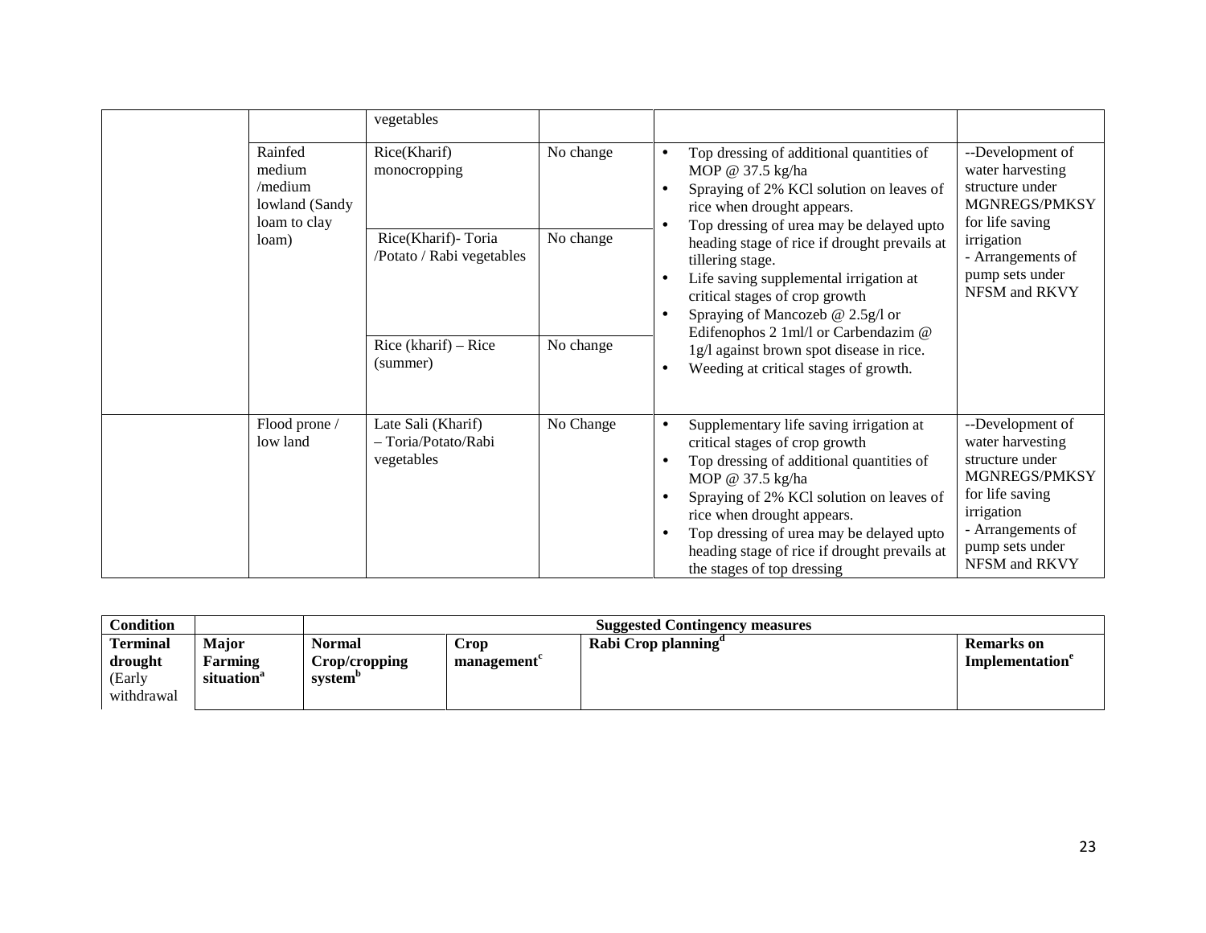| | | vegetables | | | |
|---|---|---|---|---|---|
| | Rainfed medium /medium lowland (Sandy loam to clay loam) | Rice(Kharif) monocropping | No change | • Top dressing of additional quantities of MOP @ 37.5 kg/ha<br>• Spraying of 2% KCl solution on leaves of rice when drought appears.<br>• Top dressing of urea may be delayed upto heading stage of rice if drought prevails at tillering stage.<br>• Life saving supplemental irrigation at critical stages of crop growth<br>• Spraying of Mancozeb @ 2.5g/l or Edifenophos 2 1ml/l or Carbendazim @ 1g/l against brown spot disease in rice.<br>• Weeding at critical stages of growth. | --Development of water harvesting structure under MGNREGS/PMKSY for life saving irrigation<br>- Arrangements of pump sets under NFSM and RKVY |
| | | Rice(Kharif)- Toria /Potato / Rabi vegetables | No change | | |
| | | Rice (kharif) – Rice (summer) | No change | | |
| | Flood prone / low land | Late Sali (Kharif) – Toria/Potato/Rabi vegetables | No Change | • Supplementary life saving irrigation at critical stages of crop growth<br>• Top dressing of additional quantities of MOP @ 37.5 kg/ha<br>• Spraying of 2% KCl solution on leaves of rice when drought appears.<br>• Top dressing of urea may be delayed upto heading stage of rice if drought prevails at the stages of top dressing | --Development of water harvesting structure under MGNREGS/PMKSY for life saving irrigation<br>- Arrangements of pump sets under NFSM and RKVY |

| **Condition** | | **Suggested Contingency measures** | | | |
|---|---|---|---|---|---|
| **Terminal drought** (Early withdrawal | **Major Farming situation**[a] | **Normal Crop/cropping system**[b] | **Crop management**[c] | **Rabi Crop planning**[d] | **Remarks on Implementation**[e] |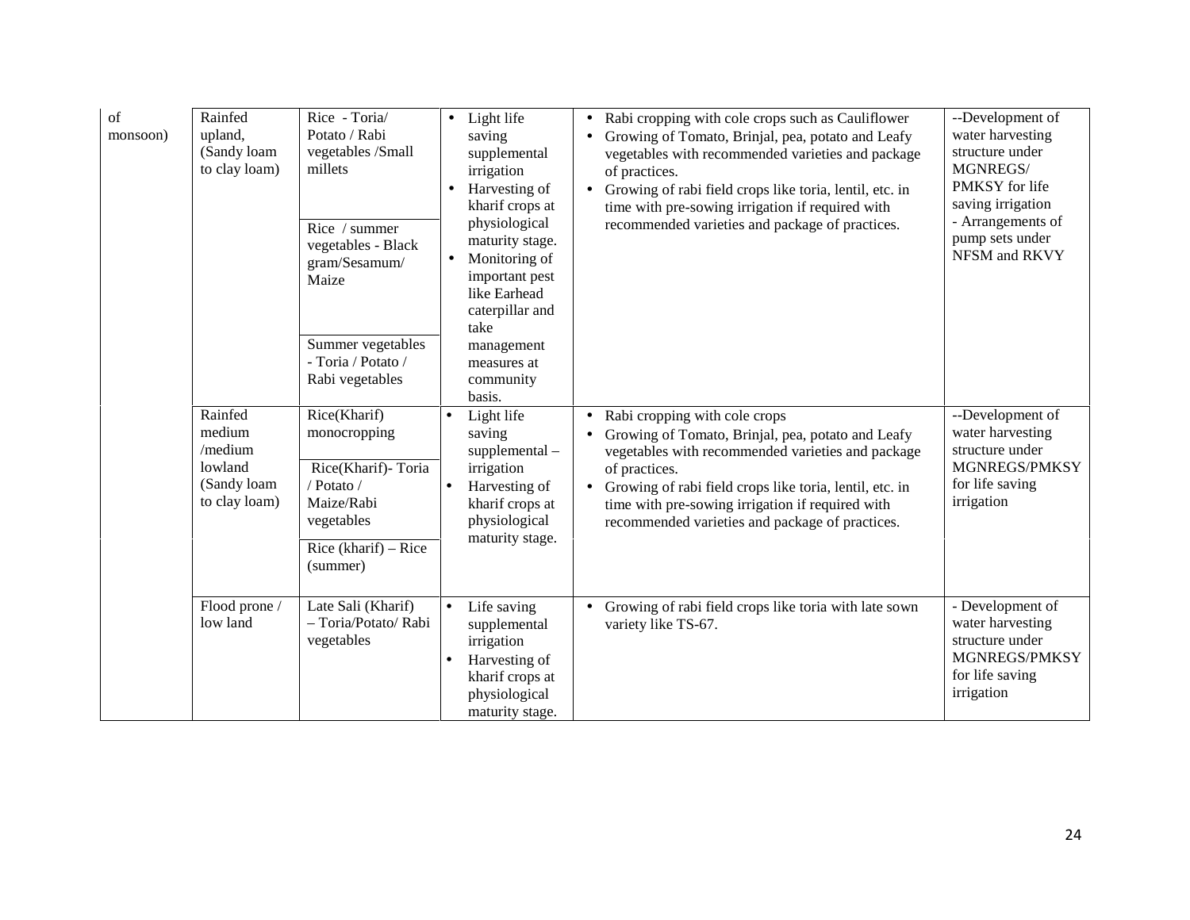| | | | | | |
|---|---|---|---|---|---|
| of monsoon) | Rainfed upland, (Sandy loam to clay loam) | Rice - Toria/ Potato / Rabi vegetables /Small millets | • Light life saving supplemental irrigation<br>• Harvesting of kharif crops at physiological maturity stage.<br>• Monitoring of important pest like Earhead caterpillar and take management measures at community basis. | • Rabi cropping with cole crops such as Cauliflower<br>• Growing of Tomato, Brinjal, pea, potato and Leafy vegetables with recommended varieties and package of practices.<br>• Growing of rabi field crops like toria, lentil, etc. in time with pre-sowing irrigation if required with recommended varieties and package of practices. | --Development of water harvesting structure under MGNREGS/ PMKSY for life saving irrigation<br>- Arrangements of pump sets under NFSM and RKVY |
| | | Rice / summer vegetables - Black gram/Sesamum/ Maize | | | |
| | | Summer vegetables - Toria / Potato / Rabi vegetables | | | |
| | Rainfed medium /medium lowland (Sandy loam to clay loam) | Rice(Kharif) monocropping | • Light life saving supplemental – irrigation<br>• Harvesting of kharif crops at physiological maturity stage. | • Rabi cropping with cole crops<br>• Growing of Tomato, Brinjal, pea, potato and Leafy vegetables with recommended varieties and package of practices.<br>• Growing of rabi field crops like toria, lentil, etc. in time with pre-sowing irrigation if required with recommended varieties and package of practices. | --Development of water harvesting structure under MGNREGS/PMKSY for life saving irrigation |
| | | Rice(Kharif)- Toria / Potato / Maize/Rabi vegetables | | | |
| | | Rice (kharif) – Rice (summer) | | | |
| | Flood prone / low land | Late Sali (Kharif) – Toria/Potato/ Rabi vegetables | • Life saving supplemental irrigation<br>• Harvesting of kharif crops at physiological maturity stage. | • Growing of rabi field crops like toria with late sown variety like TS-67. | - Development of water harvesting structure under MGNREGS/PMKSY for life saving irrigation |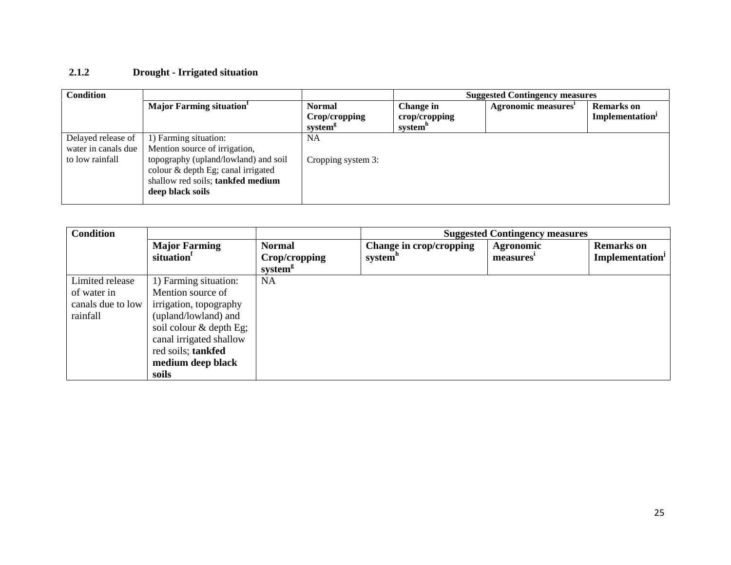### 2.1.2 Drought - Irrigated situation

| Condition | | | Suggested Contingency measures | | |
|---|---|---|---|---|---|
| | Major Farming situation[f] | Normal Crop/cropping system[g] | Change in crop/cropping system[h] | Agronomic measures[i] | Remarks on Implementation[j] |
| Delayed release of water in canals due to low rainfall | 1) Farming situation: Mention source of irrigation, topography (upland/lowland) and soil colour & depth Eg; canal irrigated shallow red soils; **tankfed medium deep black soils** | NA<br><br>Cropping system 3: | | | |

| Condition | | | Suggested Contingency measures | | |
|---|---|---|---|---|---|
| | Major Farming situation[f] | Normal Crop/cropping system[g] | Change in crop/cropping system[h] | Agronomic measures[i] | Remarks on Implementation[j] |
| Limited release of water in canals due to low rainfall | 1) Farming situation: Mention source of irrigation, topography (upland/lowland) and soil colour & depth Eg; canal irrigated shallow red soils; **tankfed medium deep black soils** | NA | | | |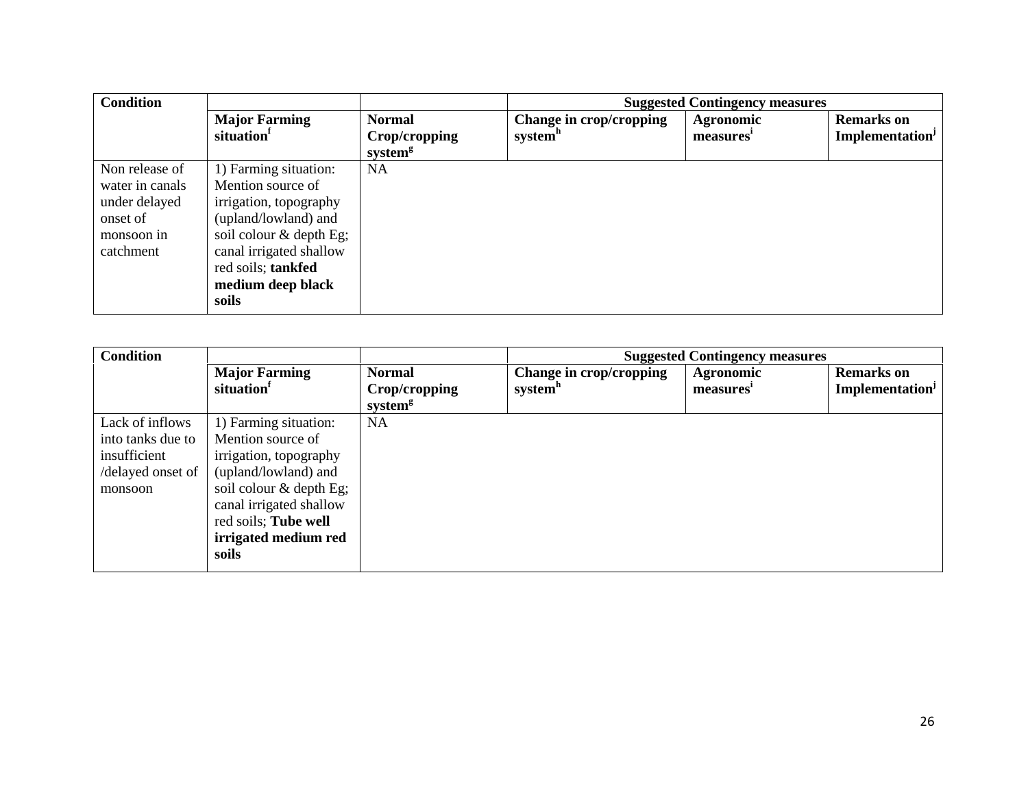| Condition | | | Suggested Contingency measures | | |
|---|---|---|---|---|---|
| | Major Farming situation[f] | Normal Crop/cropping system[g] | Change in crop/cropping system[h] | Agronomic measures[i] | Remarks on Implementation[j] |
| Non release of water in canals under delayed onset of monsoon in catchment | 1) Farming situation: Mention source of irrigation, topography (upland/lowland) and soil colour & depth Eg; canal irrigated shallow red soils; **tankfed medium deep black soils** | NA | | | |

| Condition | | | Suggested Contingency measures | | |
|---|---|---|---|---|---|
| | Major Farming situation[f] | Normal Crop/cropping system[g] | Change in crop/cropping system[h] | Agronomic measures[i] | Remarks on Implementation[j] |
| Lack of inflows into tanks due to insufficient /delayed onset of monsoon | 1) Farming situation: Mention source of irrigation, topography (upland/lowland) and soil colour & depth Eg; canal irrigated shallow red soils; **Tube well irrigated medium red soils** | NA | | | |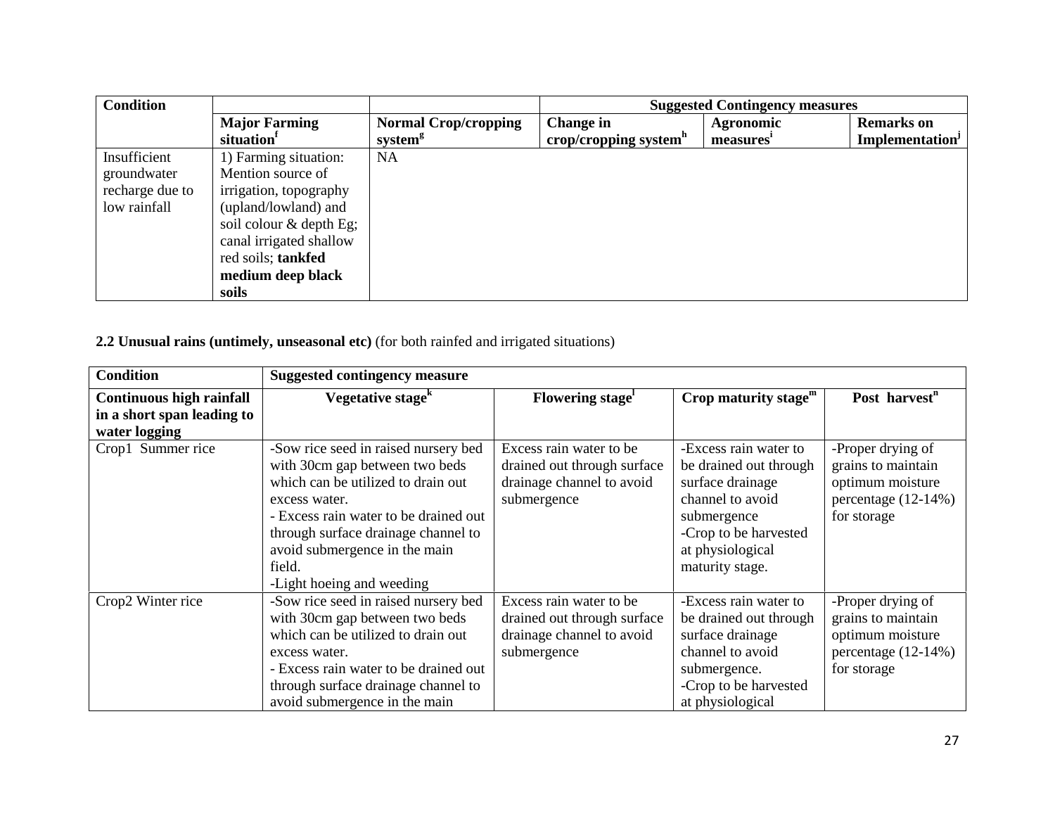| Condition | | | Suggested Contingency measures | | |
|---|---|---|---|---|---|
| | Major Farming situation[f] | Normal Crop/cropping system[g] | Change in crop/cropping system[h] | Agronomic measures[i] | Remarks on Implementation[j] |
| Insufficient groundwater recharge due to low rainfall | 1) Farming situation: Mention source of irrigation, topography (upland/lowland) and soil colour & depth Eg; canal irrigated shallow red soils; **tankfed medium deep black soils** | NA | | | |

**2.2 Unusual rains (untimely, unseasonal etc)** (for both rainfed and irrigated situations)

| Condition | Suggested contingency measure | | | |
|---|---|---|---|---|
| **Continuous high rainfall in a short span leading to water logging** | **Vegetative stage[k]** | **Flowering stage[l]** | **Crop maturity stage[m]** | **Post harvest[n]** |
| Crop1 Summer rice | -Sow rice seed in raised nursery bed with 30cm gap between two beds which can be utilized to drain out excess water.<br>- Excess rain water to be drained out through surface drainage channel to avoid submergence in the main field.<br>-Light hoeing and weeding | Excess rain water to be drained out through surface drainage channel to avoid submergence | -Excess rain water to be drained out through surface drainage channel to avoid submergence<br>-Crop to be harvested at physiological maturity stage. | -Proper drying of grains to maintain optimum moisture percentage (12-14%) for storage |
| Crop2 Winter rice | -Sow rice seed in raised nursery bed with 30cm gap between two beds which can be utilized to drain out excess water.<br>- Excess rain water to be drained out through surface drainage channel to avoid submergence in the main | Excess rain water to be drained out through surface drainage channel to avoid submergence | -Excess rain water to be drained out through surface drainage channel to avoid submergence.<br>-Crop to be harvested at physiological | -Proper drying of grains to maintain optimum moisture percentage (12-14%) for storage |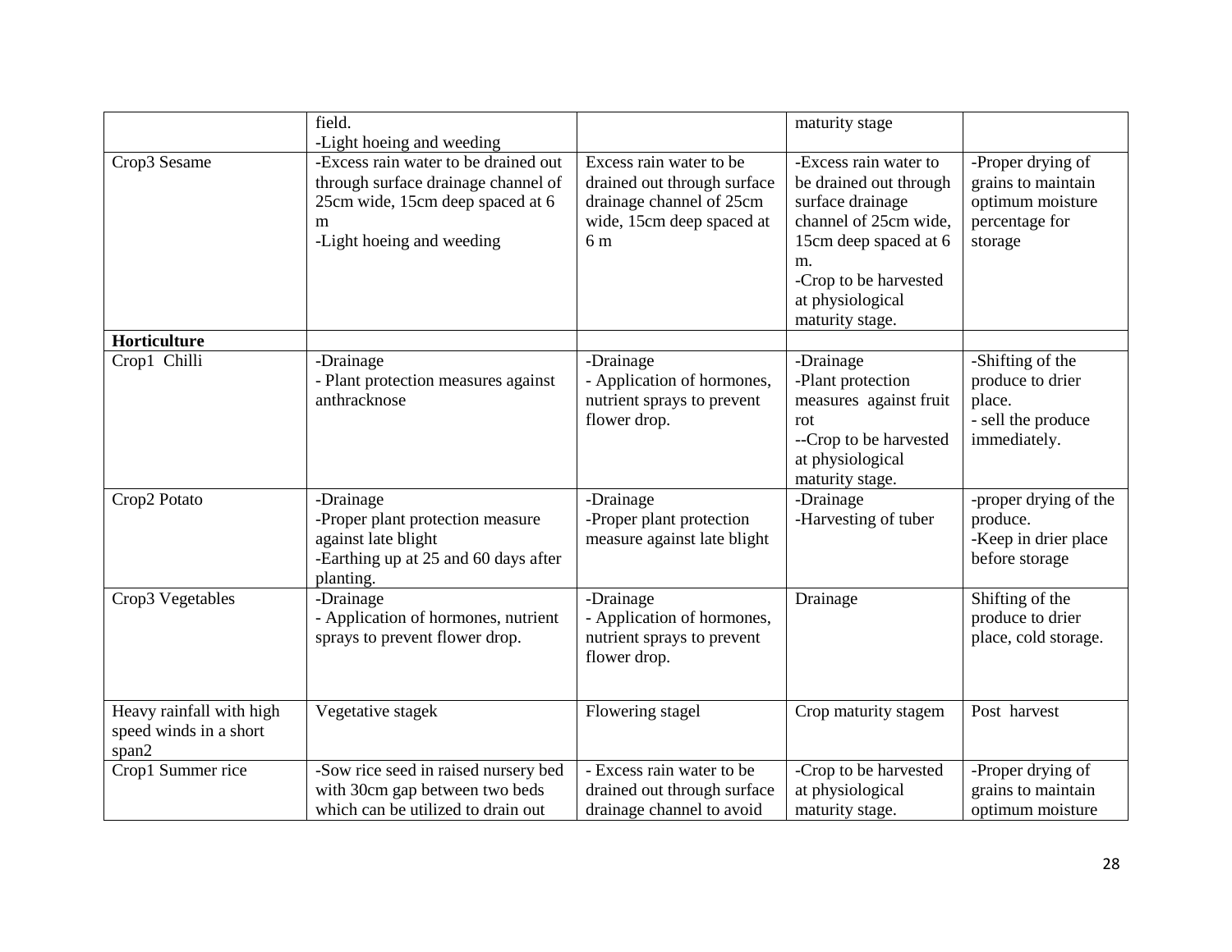|  | field.<br>-Light hoeing and weeding |  | maturity stage |  |
|---|---|---|---|---|
| Crop3 Sesame | -Excess rain water to be drained out through surface drainage channel of 25cm wide, 15cm deep spaced at 6 m<br>-Light hoeing and weeding | Excess rain water to be drained out through surface drainage channel of 25cm wide, 15cm deep spaced at 6 m | -Excess rain water to be drained out through surface drainage channel of 25cm wide, 15cm deep spaced at 6 m.<br>-Crop to be harvested at physiological maturity stage. | -Proper drying of grains to maintain optimum moisture percentage for storage |
| **Horticulture** |  |  |  |  |
| Crop1 Chilli | -Drainage<br>- Plant protection measures against anthracknose | -Drainage<br>- Application of hormones, nutrient sprays to prevent flower drop. | -Drainage<br>-Plant protection measures against fruit rot<br>--Crop to be harvested at physiological maturity stage. | -Shifting of the produce to drier place.<br>- sell the produce immediately. |
| Crop2 Potato | -Drainage<br>-Proper plant protection measure against late blight<br>-Earthing up at 25 and 60 days after planting. | -Drainage<br>-Proper plant protection measure against late blight | -Drainage<br>-Harvesting of tuber | -proper drying of the produce.<br>-Keep in drier place before storage |
| Crop3 Vegetables | -Drainage<br>- Application of hormones, nutrient sprays to prevent flower drop. | -Drainage<br>- Application of hormones, nutrient sprays to prevent flower drop. | Drainage | Shifting of the produce to drier place, cold storage. |
| Heavy rainfall with high speed winds in a short span2 | Vegetative stagek | Flowering stagel | Crop maturity stagem | Post harvest |
| Crop1 Summer rice | -Sow rice seed in raised nursery bed with 30cm gap between two beds which can be utilized to drain out | - Excess rain water to be drained out through surface drainage channel to avoid | -Crop to be harvested at physiological maturity stage. | -Proper drying of grains to maintain optimum moisture |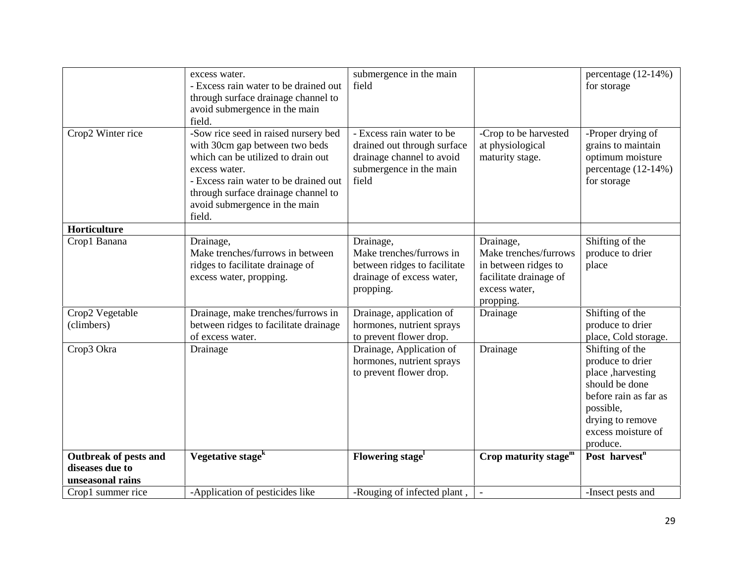| | | | | |
|---|---|---|---|---|
| | excess water.<br>- Excess rain water to be drained out through surface drainage channel to avoid submergence in the main field. | submergence in the main field | | percentage (12-14%) for storage |
| Crop2 Winter rice | -Sow rice seed in raised nursery bed with 30cm gap between two beds which can be utilized to drain out excess water.<br>- Excess rain water to be drained out through surface drainage channel to avoid submergence in the main field. | - Excess rain water to be drained out through surface drainage channel to avoid submergence in the main field | -Crop to be harvested at physiological maturity stage. | -Proper drying of grains to maintain optimum moisture percentage (12-14%) for storage |
| **Horticulture** | | | | |
| Crop1 Banana | Drainage,<br>Make trenches/furrows in between ridges to facilitate drainage of excess water, propping. | Drainage,<br>Make trenches/furrows in between ridges to facilitate drainage of excess water, propping. | Drainage,<br>Make trenches/furrows in between ridges to facilitate drainage of excess water, propping. | Shifting of the produce to drier place |
| Crop2 Vegetable (climbers) | Drainage, make trenches/furrows in between ridges to facilitate drainage of excess water. | Drainage, application of hormones, nutrient sprays to prevent flower drop. | Drainage | Shifting of the produce to drier place, Cold storage. |
| Crop3 Okra | Drainage | Drainage, Application of hormones, nutrient sprays to prevent flower drop. | Drainage | Shifting of the produce to drier place ,harvesting should be done before rain as far as possible,<br>drying to remove excess moisture of produce. |
| **Outbreak of pests and diseases due to unseasonal rains** | **Vegetative stage**[k] | **Flowering stage**[l] | **Crop maturity stage**[m] | **Post harvest**[n] |
| Crop1 summer rice | -Application of pesticides like | -Rouging of infected plant , | - | -Insect pests and |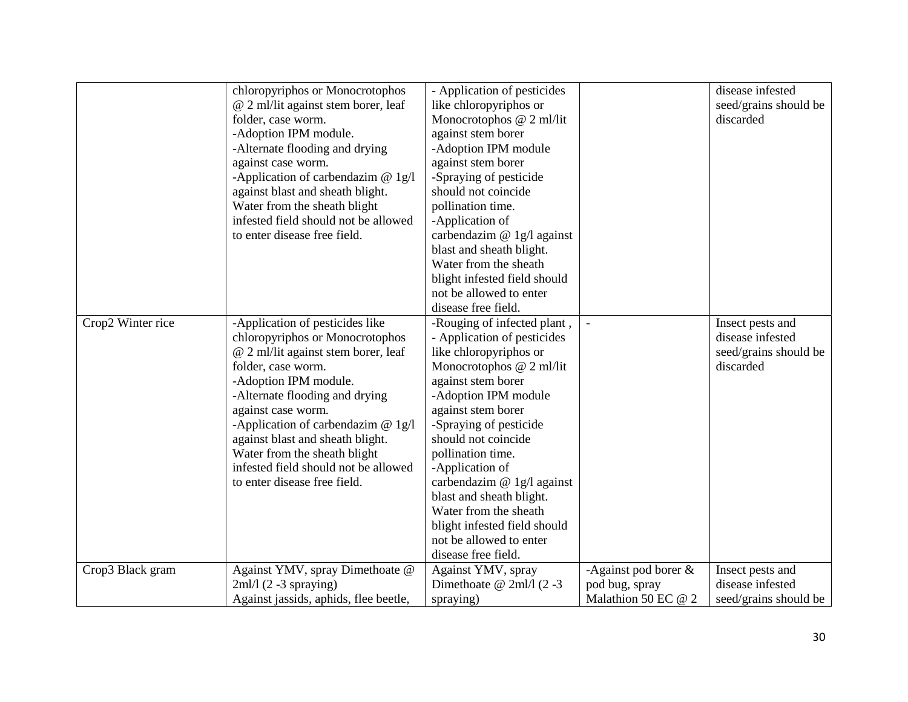| | | | | |
|---|---|---|---|---|
| | chloropyriphos or Monocrotophos @ 2 ml/lit against stem borer, leaf folder, case worm.<br>-Adoption IPM module.<br>-Alternate flooding and drying against case worm.<br>-Application of carbendazim @ 1g/l against blast and sheath blight. Water from the sheath blight infested field should not be allowed to enter disease free field. | - Application of pesticides like chloropyriphos or Monocrotophos @ 2 ml/lit against stem borer<br>-Adoption IPM module against stem borer<br>-Spraying of pesticide should not coincide pollination time.<br>-Application of carbendazim @ 1g/l against blast and sheath blight. Water from the sheath blight infested field should not be allowed to enter disease free field. | | disease infested seed/grains should be discarded |
| Crop2 Winter rice | -Application of pesticides like chloropyriphos or Monocrotophos @ 2 ml/lit against stem borer, leaf folder, case worm.<br>-Adoption IPM module.<br>-Alternate flooding and drying against case worm.<br>-Application of carbendazim @ 1g/l against blast and sheath blight. Water from the sheath blight infested field should not be allowed to enter disease free field. | -Rouging of infected plant ,<br>- Application of pesticides like chloropyriphos or Monocrotophos @ 2 ml/lit against stem borer<br>-Adoption IPM module against stem borer<br>-Spraying of pesticide should not coincide pollination time.<br>-Application of carbendazim @ 1g/l against blast and sheath blight. Water from the sheath blight infested field should not be allowed to enter disease free field. | - | Insect pests and disease infested seed/grains should be discarded |
| Crop3 Black gram | Against YMV, spray Dimethoate @ 2ml/l (2 -3 spraying)<br>Against jassids, aphids, flee beetle, | Against YMV, spray Dimethoate @ 2ml/l (2 -3 spraying) | -Against pod borer & pod bug, spray Malathion 50 EC @ 2 | Insect pests and disease infested seed/grains should be |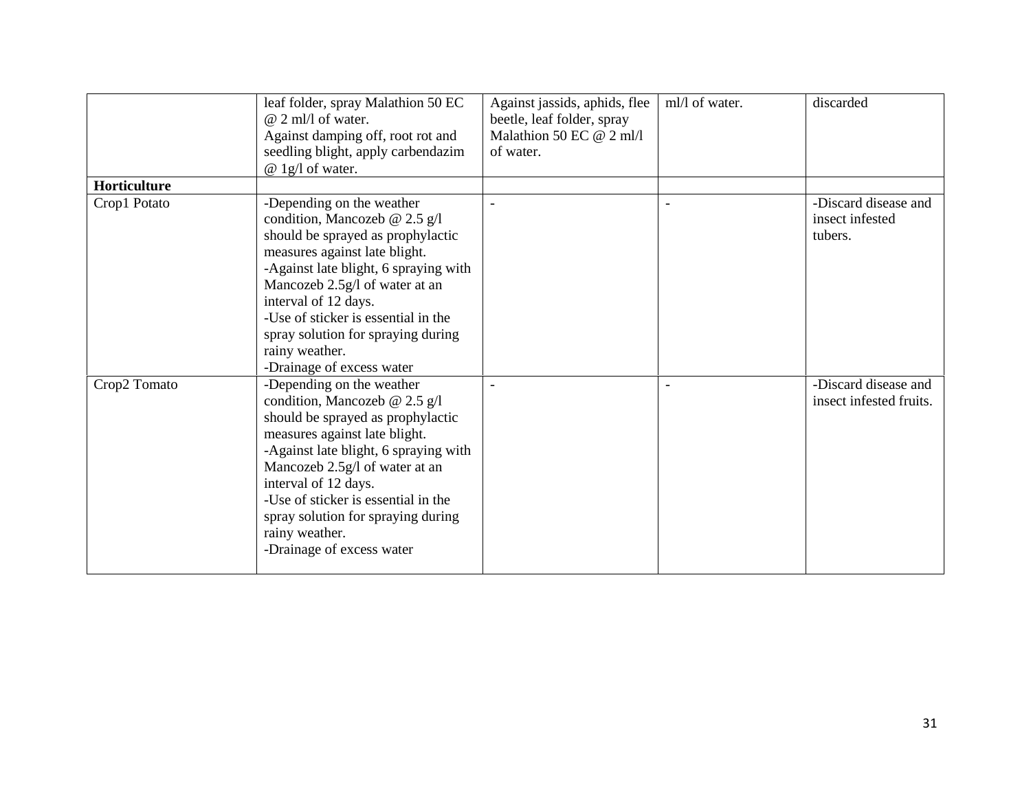| | | | | |
|---|---|---|---|---|
| | leaf folder, spray Malathion 50 EC @ 2 ml/l of water.<br>Against damping off, root rot and seedling blight, apply carbendazim @ 1g/l of water. | Against jassids, aphids, flee beetle, leaf folder, spray Malathion 50 EC @ 2 ml/l of water. | ml/l of water. | discarded |
| **Horticulture** | | | | |
| Crop1 Potato | -Depending on the weather condition, Mancozeb @ 2.5 g/l should be sprayed as prophylactic measures against late blight.<br>-Against late blight, 6 spraying with Mancozeb 2.5g/l of water at an interval of 12 days.<br>-Use of sticker is essential in the spray solution for spraying during rainy weather.<br>-Drainage of excess water | - | - | -Discard disease and insect infested tubers. |
| Crop2 Tomato | -Depending on the weather condition, Mancozeb @ 2.5 g/l should be sprayed as prophylactic measures against late blight.<br>-Against late blight, 6 spraying with Mancozeb 2.5g/l of water at an interval of 12 days.<br>-Use of sticker is essential in the spray solution for spraying during rainy weather.<br>-Drainage of excess water | - | - | -Discard disease and insect infested fruits. |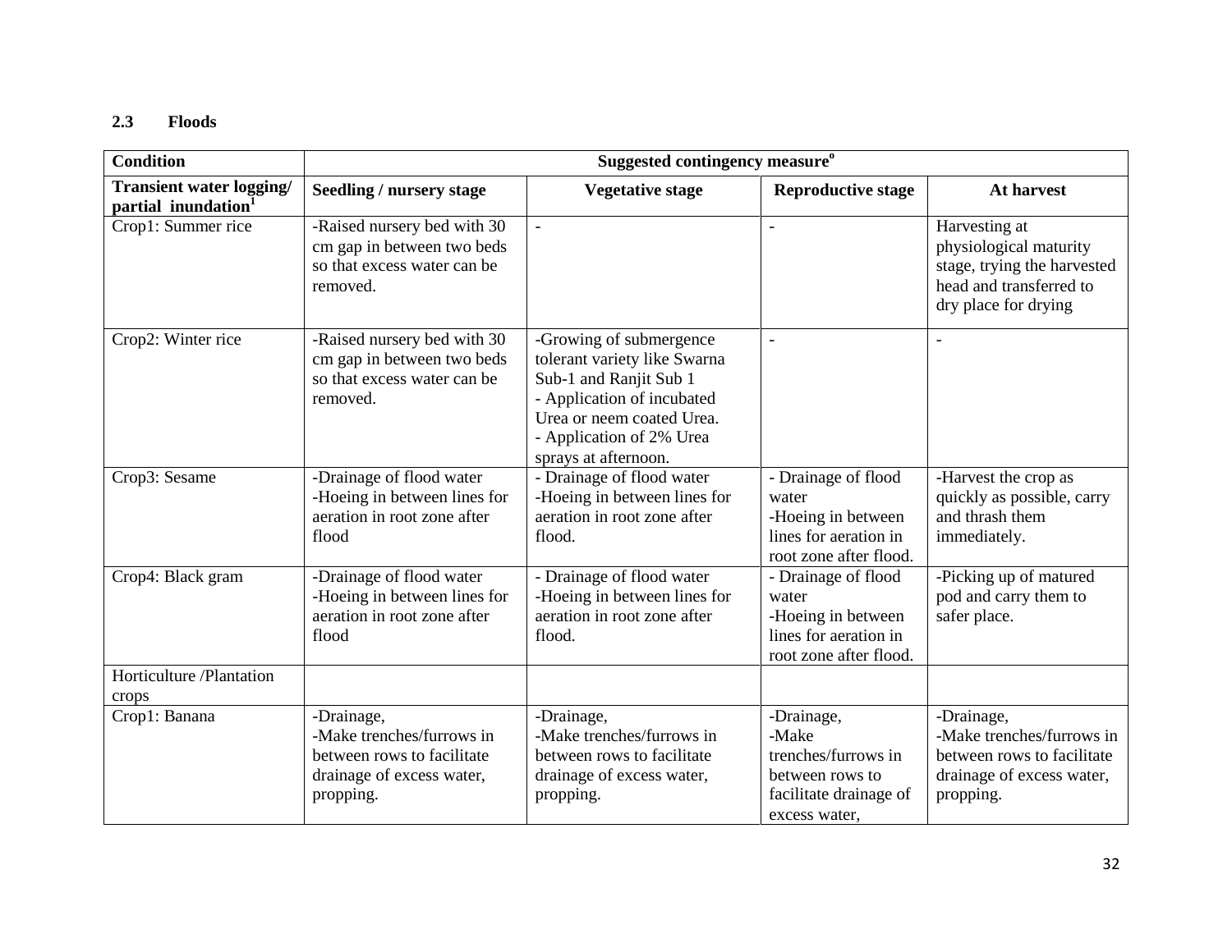### 2.3 Floods

| Condition | Suggested contingency measure[o] | | | |
|---|---|---|---|---|
| **Transient water logging/ partial inundation[1]** | **Seedling / nursery stage** | **Vegetative stage** | **Reproductive stage** | **At harvest** |
| Crop1: Summer rice | -Raised nursery bed with 30 cm gap in between two beds so that excess water can be removed. | - | - | Harvesting at physiological maturity stage, trying the harvested head and transferred to dry place for drying |
| Crop2: Winter rice | -Raised nursery bed with 30 cm gap in between two beds so that excess water can be removed. | -Growing of submergence tolerant variety like Swarna Sub-1 and Ranjit Sub 1<br>- Application of incubated Urea or neem coated Urea.<br>- Application of 2% Urea sprays at afternoon. | - | - |
| Crop3: Sesame | -Drainage of flood water<br>-Hoeing in between lines for aeration in root zone after flood | - Drainage of flood water<br>-Hoeing in between lines for aeration in root zone after flood. | - Drainage of flood water<br>-Hoeing in between lines for aeration in root zone after flood. | -Harvest the crop as quickly as possible, carry and thrash them immediately. |
| Crop4: Black gram | -Drainage of flood water<br>-Hoeing in between lines for aeration in root zone after flood | - Drainage of flood water<br>-Hoeing in between lines for aeration in root zone after flood. | - Drainage of flood water<br>-Hoeing in between lines for aeration in root zone after flood. | -Picking up of matured pod and carry them to safer place. |
| Horticulture /Plantation crops | | | | |
| Crop1: Banana | -Drainage,<br>-Make trenches/furrows in between rows to facilitate drainage of excess water, propping. | -Drainage,<br>-Make trenches/furrows in between rows to facilitate drainage of excess water, propping. | -Drainage,<br>-Make trenches/furrows in between rows to facilitate drainage of excess water, | -Drainage,<br>-Make trenches/furrows in between rows to facilitate drainage of excess water, propping. |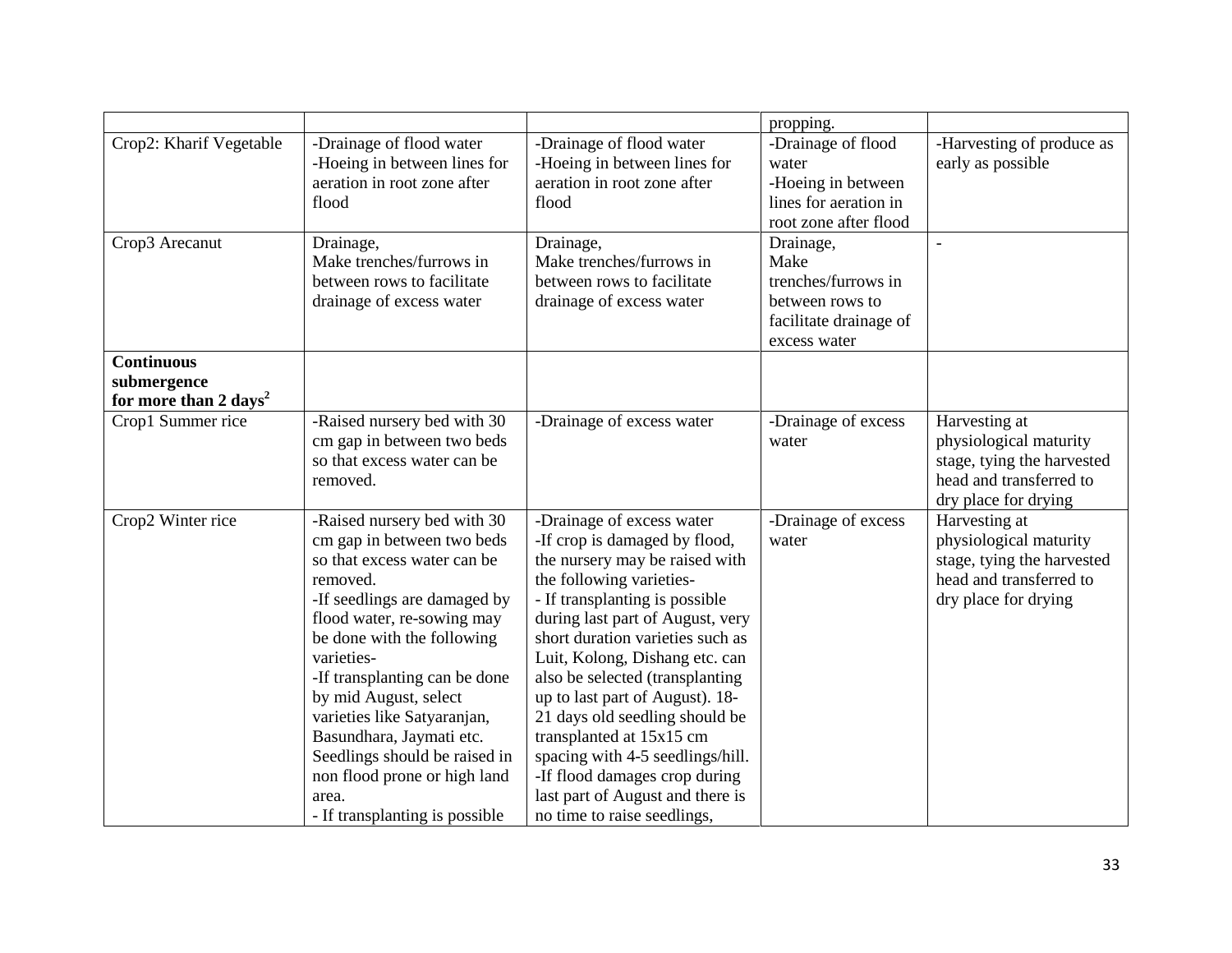| | | | | |
|---|---|---|---|---|
| | | | propping. | |
| Crop2: Kharif Vegetable | -Drainage of flood water<br>-Hoeing in between lines for aeration in root zone after flood | -Drainage of flood water<br>-Hoeing in between lines for aeration in root zone after flood | -Drainage of flood water<br>-Hoeing in between lines for aeration in root zone after flood | -Harvesting of produce as early as possible |
| Crop3 Arecanut | Drainage,<br>Make trenches/furrows in between rows to facilitate drainage of excess water | Drainage,<br>Make trenches/furrows in between rows to facilitate drainage of excess water | Drainage,<br>Make trenches/furrows in between rows to facilitate drainage of excess water | - |
| **Continuous submergence for more than 2 days[2]** | | | | |
| Crop1 Summer rice | -Raised nursery bed with 30 cm gap in between two beds so that excess water can be removed. | -Drainage of excess water | -Drainage of excess water | Harvesting at physiological maturity stage, tying the harvested head and transferred to dry place for drying |
| Crop2 Winter rice | -Raised nursery bed with 30 cm gap in between two beds so that excess water can be removed.<br>-If seedlings are damaged by flood water, re-sowing may be done with the following varieties-<br>-If transplanting can be done by mid August, select varieties like Satyaranjan, Basundhara, Jaymati etc. Seedlings should be raised in non flood prone or high land area.<br>- If transplanting is possible | -Drainage of excess water<br>-If crop is damaged by flood, the nursery may be raised with the following varieties-<br>- If transplanting is possible during last part of August, very short duration varieties such as Luit, Kolong, Dishang etc. can also be selected (transplanting up to last part of August). 18-21 days old seedling should be transplanted at 15x15 cm spacing with 4-5 seedlings/hill.<br>-If flood damages crop during last part of August and there is no time to raise seedlings, | -Drainage of excess water | Harvesting at physiological maturity stage, tying the harvested head and transferred to dry place for drying |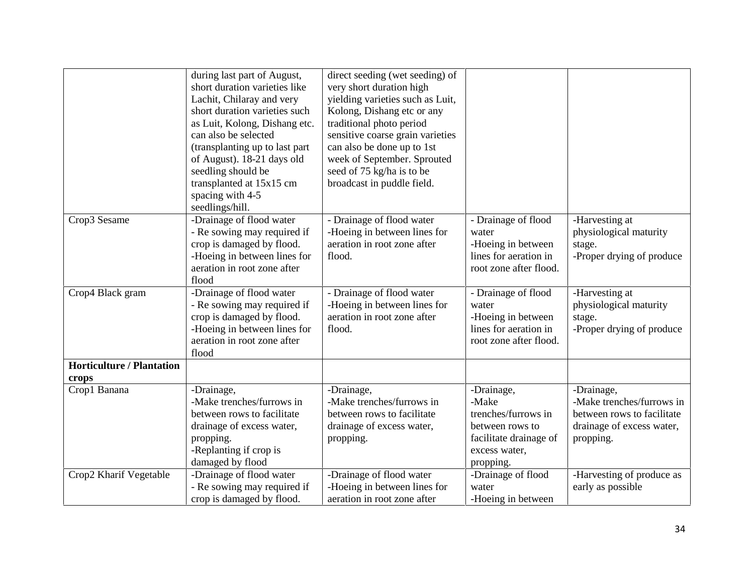| | | | | |
|---|---|---|---|---|
| | during last part of August, short duration varieties like Lachit, Chilaray and very short duration varieties such as Luit, Kolong, Dishang etc. can also be selected (transplanting up to last part of August). 18-21 days old seedling should be transplanted at 15x15 cm spacing with 4-5 seedlings/hill. | direct seeding (wet seeding) of very short duration high yielding varieties such as Luit, Kolong, Dishang etc or any traditional photo period sensitive coarse grain varieties can also be done up to 1st week of September. Sprouted seed of 75 kg/ha is to be broadcast in puddle field. | | |
| Crop3 Sesame | -Drainage of flood water<br>- Re sowing may required if crop is damaged by flood.<br>-Hoeing in between lines for aeration in root zone after flood | - Drainage of flood water<br>-Hoeing in between lines for aeration in root zone after flood. | - Drainage of flood water<br>-Hoeing in between lines for aeration in root zone after flood. | -Harvesting at physiological maturity stage.<br>-Proper drying of produce |
| Crop4 Black gram | -Drainage of flood water<br>- Re sowing may required if crop is damaged by flood.<br>-Hoeing in between lines for aeration in root zone after flood | - Drainage of flood water<br>-Hoeing in between lines for aeration in root zone after flood. | - Drainage of flood water<br>-Hoeing in between lines for aeration in root zone after flood. | -Harvesting at physiological maturity stage.<br>-Proper drying of produce |
| **Horticulture / Plantation crops** | | | | |
| Crop1 Banana | -Drainage,<br>-Make trenches/furrows in between rows to facilitate drainage of excess water, propping.<br>-Replanting if crop is damaged by flood | -Drainage,<br>-Make trenches/furrows in between rows to facilitate drainage of excess water, propping. | -Drainage,<br>-Make trenches/furrows in between rows to facilitate drainage of excess water, propping. | -Drainage,<br>-Make trenches/furrows in between rows to facilitate drainage of excess water, propping. |
| Crop2 Kharif Vegetable | -Drainage of flood water<br>- Re sowing may required if crop is damaged by flood. | -Drainage of flood water<br>-Hoeing in between lines for aeration in root zone after | -Drainage of flood water<br>-Hoeing in between | -Harvesting of produce as early as possible |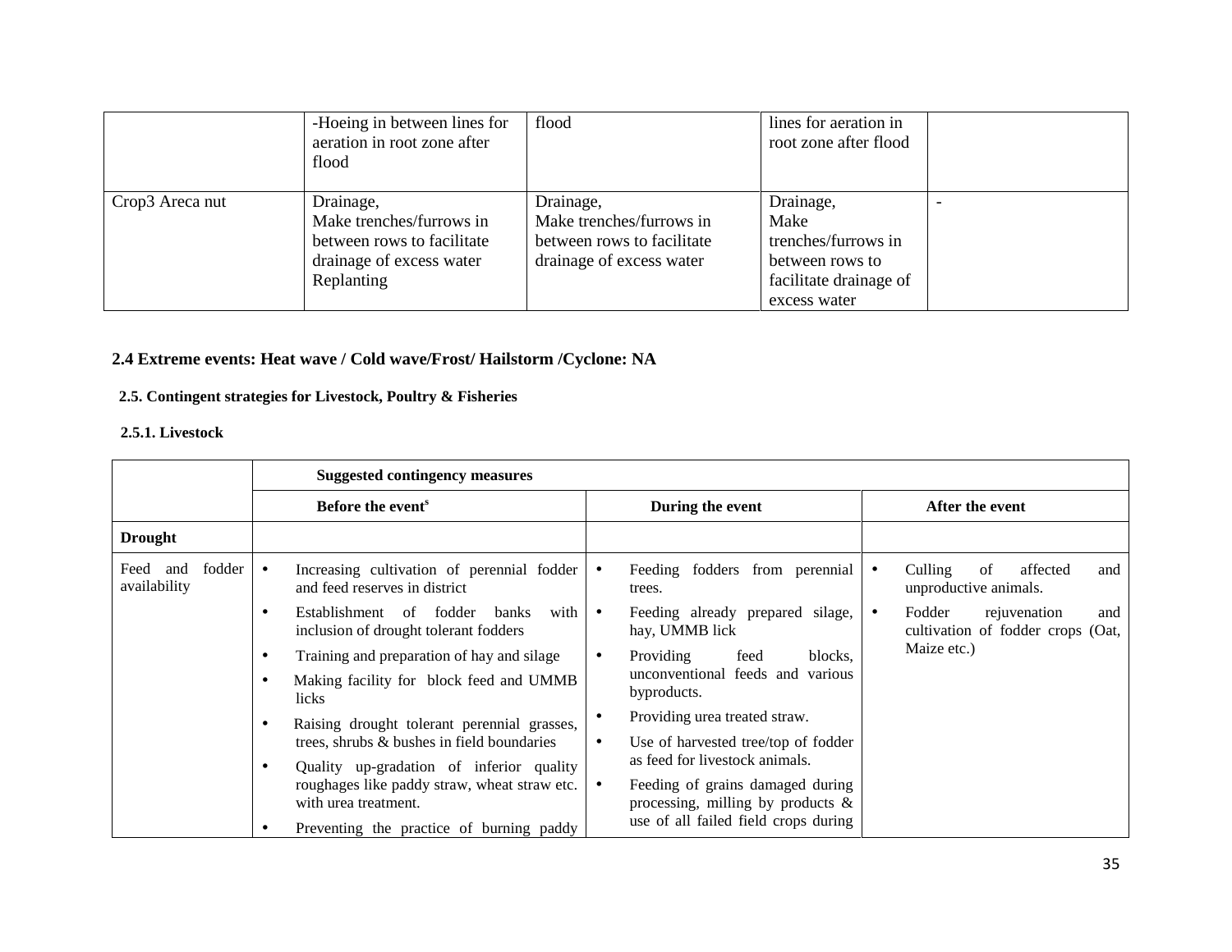|  | -Hoeing in between lines for aeration in root zone after flood | flood | lines for aeration in root zone after flood |  |
|---|---|---|---|---|
| Crop3 Areca nut | Drainage,<br>Make trenches/furrows in between rows to facilitate drainage of excess water<br>Replanting | Drainage,<br>Make trenches/furrows in between rows to facilitate drainage of excess water | Drainage,<br>Make trenches/furrows in between rows to facilitate drainage of excess water | - |

### 2.4 Extreme events: Heat wave / Cold wave/Frost/ Hailstorm /Cyclone: NA

#### 2.5. Contingent strategies for Livestock, Poultry & Fisheries

##### 2.5.1. Livestock

|  | Suggested contingency measures | | |
|---|---|---|---|
|  | Before the event[s] | During the event | After the event |
| **Drought** |  |  |  |
| Feed and fodder availability | • Increasing cultivation of perennial fodder and feed reserves in district<br>• Establishment of fodder banks with inclusion of drought tolerant fodders<br>• Training and preparation of hay and silage<br>• Making facility for block feed and UMMB licks<br>• Raising drought tolerant perennial grasses, trees, shrubs & bushes in field boundaries<br>• Quality up-gradation of inferior quality roughages like paddy straw, wheat straw etc. with urea treatment.<br>• Preventing the practice of burning paddy | • Feeding fodders from perennial trees.<br>• Feeding already prepared silage, hay, UMMB lick<br>• Providing feed blocks, unconventional feeds and various byproducts.<br>• Providing urea treated straw.<br>• Use of harvested tree/top of fodder as feed for livestock animals.<br>• Feeding of grains damaged during processing, milling by products & use of all failed field crops during | • Culling of affected and unproductive animals.<br>• Fodder rejuvenation and cultivation of fodder crops (Oat, Maize etc.) |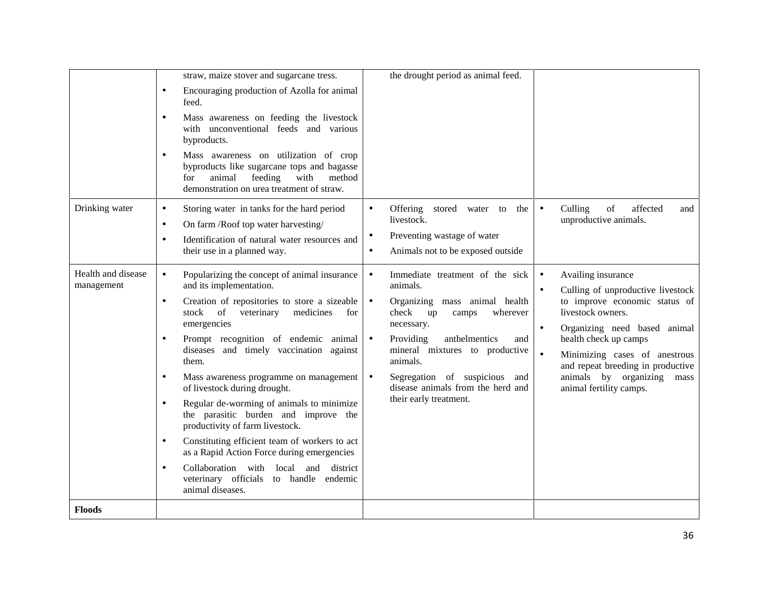| | | | |
|---|---|---|---|
| | • straw, maize stover and sugarcane tress.<br>• Encouraging production of Azolla for animal feed.<br>• Mass awareness on feeding the livestock with unconventional feeds and various byproducts.<br>• Mass awareness on utilization of crop byproducts like sugarcane tops and bagasse for animal feeding with method demonstration on urea treatment of straw. | the drought period as animal feed. | |
| Drinking water | • Storing water in tanks for the hard period<br>• On farm /Roof top water harvesting/<br>• Identification of natural water resources and their use in a planned way. | • Offering stored water to the livestock.<br>• Preventing wastage of water<br>• Animals not to be exposed outside | • Culling of affected and unproductive animals. |
| Health and disease management | • Popularizing the concept of animal insurance and its implementation.<br>• Creation of repositories to store a sizeable stock of veterinary medicines for emergencies<br>• Prompt recognition of endemic animal diseases and timely vaccination against them.<br>• Mass awareness programme on management of livestock during drought.<br>• Regular de-worming of animals to minimize the parasitic burden and improve the productivity of farm livestock.<br>• Constituting efficient team of workers to act as a Rapid Action Force during emergencies<br>• Collaboration with local and district veterinary officials to handle endemic animal diseases. | • Immediate treatment of the sick animals.<br>• Organizing mass animal health check up camps wherever necessary.<br>• Providing anthelmentics and mineral mixtures to productive animals.<br>• Segregation of suspicious and disease animals from the herd and their early treatment. | • Availing insurance<br>• Culling of unproductive livestock to improve economic status of livestock owners.<br>• Organizing need based animal health check up camps<br>• Minimizing cases of anestrous and repeat breeding in productive animals by organizing mass animal fertility camps. |
| **Floods** | | | |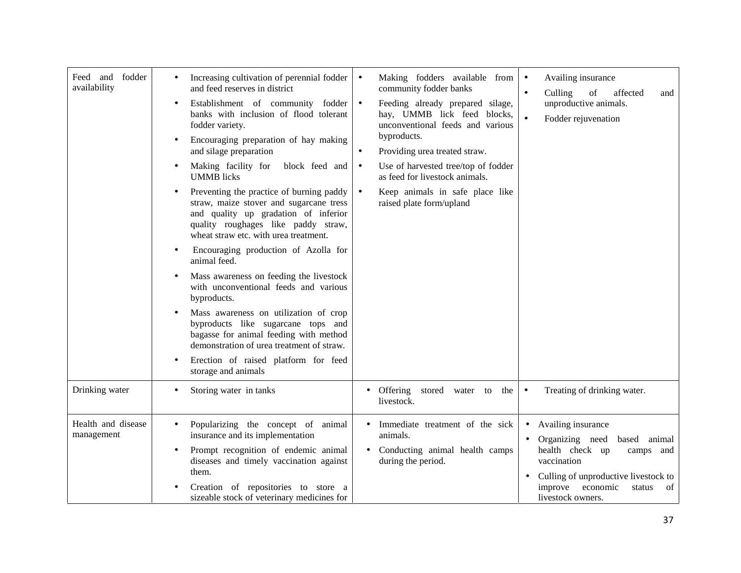| Feed and fodder availability | • Increasing cultivation of perennial fodder and feed reserves in district<br>• Establishment of community fodder banks with inclusion of flood tolerant fodder variety.<br>• Encouraging preparation of hay making and silage preparation<br>• Making facility for block feed and UMMB licks<br>• Preventing the practice of burning paddy straw, maize stover and sugarcane tress and quality up gradation of inferior quality roughages like paddy straw, wheat straw etc. with urea treatment.<br>• Encouraging production of Azolla for animal feed.<br>• Mass awareness on feeding the livestock with unconventional feeds and various byproducts.<br>• Mass awareness on utilization of crop byproducts like sugarcane tops and bagasse for animal feeding with method demonstration of urea treatment of straw.<br>• Erection of raised platform for feed storage and animals | • Making fodders available from community fodder banks<br>• Feeding already prepared silage, hay, UMMB lick feed blocks, unconventional feeds and various byproducts.<br>• Providing urea treated straw.<br>• Use of harvested tree/top of fodder as feed for livestock animals.<br>• Keep animals in safe place like raised plate form/upland | • Availing insurance<br>• Culling of affected and unproductive animals.<br>• Fodder rejuvenation |
|---|---|---|---|
| Drinking water | • Storing water in tanks | • Offering stored water to the livestock. | • Treating of drinking water. |
| Health and disease management | • Popularizing the concept of animal insurance and its implementation<br>• Prompt recognition of endemic animal diseases and timely vaccination against them.<br>• Creation of repositories to store a sizeable stock of veterinary medicines for | • Immediate treatment of the sick animals.<br>• Conducting animal health camps during the period. | • Availing insurance<br>• Organizing need based animal health check up camps and vaccination<br>• Culling of unproductive livestock to improve economic status of livestock owners. |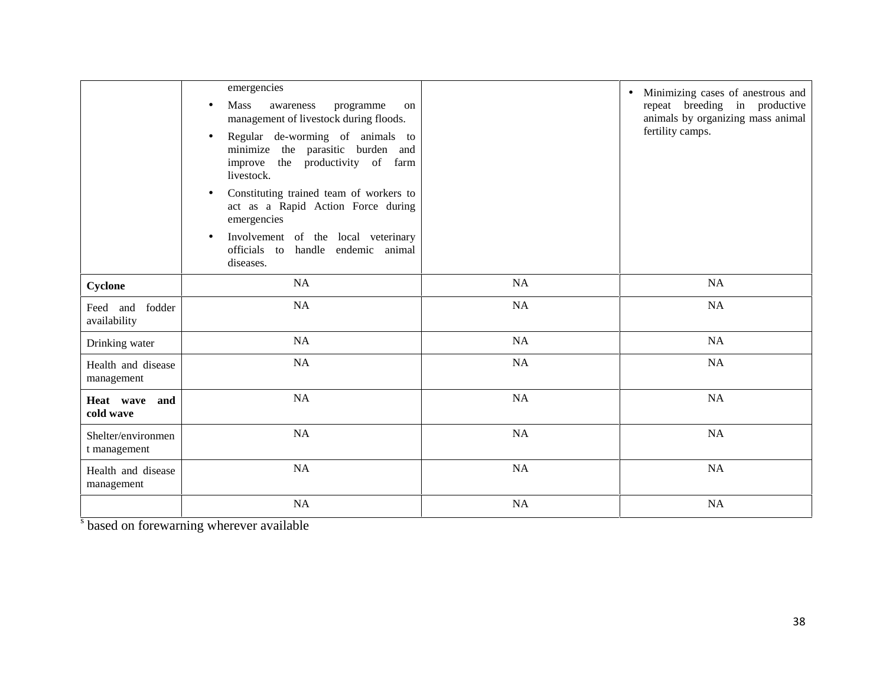| | | | |
|---|---|---|---|
| | emergencies<br>• Mass awareness programme on management of livestock during floods.<br>• Regular de-worming of animals to minimize the parasitic burden and improve the productivity of farm livestock.<br>• Constituting trained team of workers to act as a Rapid Action Force during emergencies<br>• Involvement of the local veterinary officials to handle endemic animal diseases. | | • Minimizing cases of anestrous and repeat breeding in productive animals by organizing mass animal fertility camps. |
| **Cyclone** | NA | NA | NA |
| Feed and fodder availability | NA | NA | NA |
| Drinking water | NA | NA | NA |
| Health and disease management | NA | NA | NA |
| **Heat wave and cold wave** | NA | NA | NA |
| Shelter/environment management | NA | NA | NA |
| Health and disease management | NA | NA | NA |
| | NA | NA | NA |

[s] based on forewarning wherever available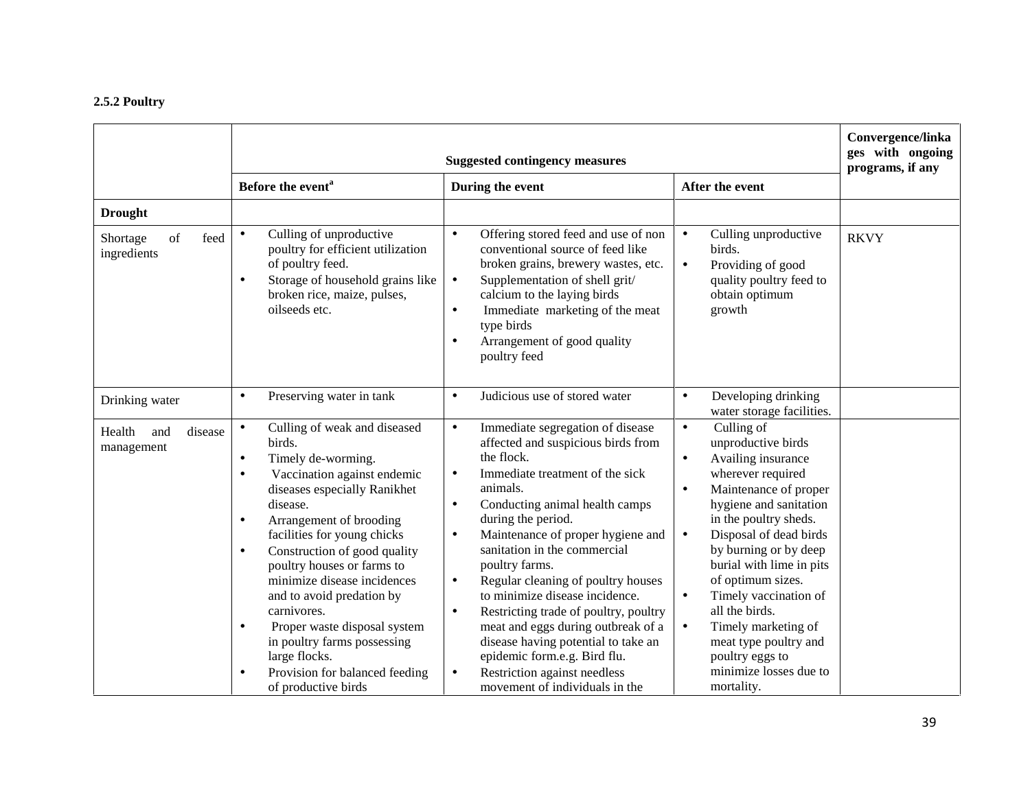**2.5.2 Poultry**

| | Suggested contingency measures | | | Convergence/linkages with ongoing programs, if any |
|---|---|---|---|---|
| | Before the event[a] | During the event | After the event | |
| **Drought** | | | | |
| Shortage of feed ingredients | • Culling of unproductive poultry for efficient utilization of poultry feed.<br>• Storage of household grains like broken rice, maize, pulses, oilseeds etc. | • Offering stored feed and use of non conventional source of feed like broken grains, brewery wastes, etc.<br>• Supplementation of shell grit/ calcium to the laying birds<br>• Immediate marketing of the meat type birds<br>• Arrangement of good quality poultry feed | • Culling unproductive birds.<br>• Providing of good quality poultry feed to obtain optimum growth | RKVY |
| Drinking water | • Preserving water in tank | • Judicious use of stored water | • Developing drinking water storage facilities. | |
| Health and disease management | • Culling of weak and diseased birds.<br>• Timely de-worming.<br>• Vaccination against endemic diseases especially Ranikhet disease.<br>• Arrangement of brooding facilities for young chicks<br>• Construction of good quality poultry houses or farms to minimize disease incidences and to avoid predation by carnivores.<br>• Proper waste disposal system in poultry farms possessing large flocks.<br>• Provision for balanced feeding of productive birds | • Immediate segregation of disease affected and suspicious birds from the flock.<br>• Immediate treatment of the sick animals.<br>• Conducting animal health camps during the period.<br>• Maintenance of proper hygiene and sanitation in the commercial poultry farms.<br>• Regular cleaning of poultry houses to minimize disease incidence.<br>• Restricting trade of poultry, poultry meat and eggs during outbreak of a disease having potential to take an epidemic form.e.g. Bird flu.<br>• Restriction against needless movement of individuals in the | • Culling of unproductive birds<br>• Availing insurance wherever required<br>• Maintenance of proper hygiene and sanitation in the poultry sheds.<br>• Disposal of dead birds by burning or by deep burial with lime in pits of optimum sizes.<br>• Timely vaccination of all the birds.<br>• Timely marketing of meat type poultry and poultry eggs to minimize losses due to mortality. | |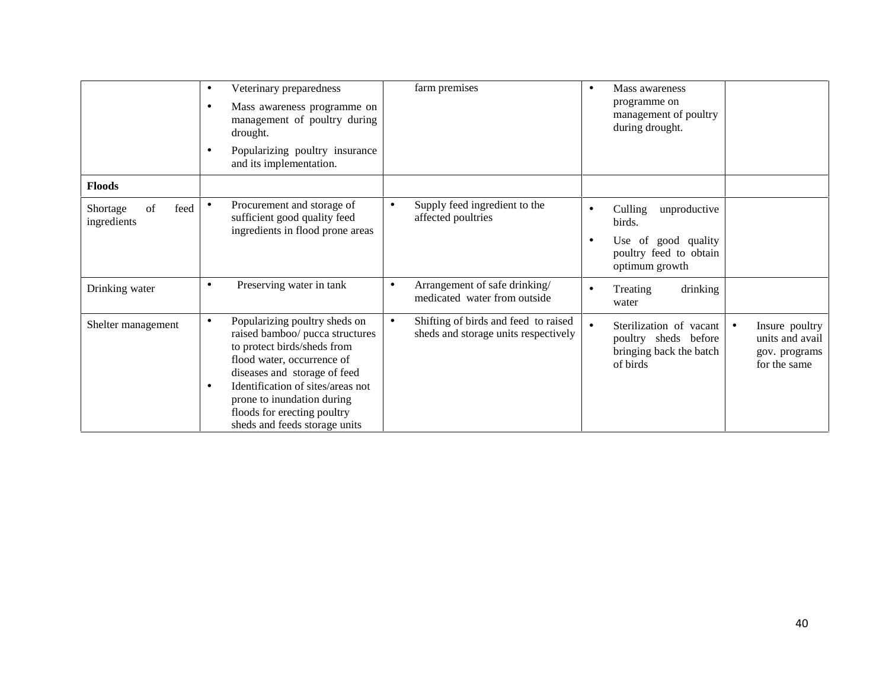| | | | | |
|---|---|---|---|---|
| | • Veterinary preparedness<br>• Mass awareness programme on management of poultry during drought.<br>• Popularizing poultry insurance and its implementation. | farm premises | • Mass awareness programme on management of poultry during drought. | |
| **Floods** | | | | |
| Shortage of feed ingredients | • Procurement and storage of sufficient good quality feed ingredients in flood prone areas | • Supply feed ingredient to the affected poultries | • Culling unproductive birds.<br>• Use of good quality poultry feed to obtain optimum growth | |
| Drinking water | • Preserving water in tank | • Arrangement of safe drinking/ medicated water from outside | • Treating drinking water | |
| Shelter management | • Popularizing poultry sheds on raised bamboo/ pucca structures to protect birds/sheds from flood water, occurrence of diseases and storage of feed<br>• Identification of sites/areas not prone to inundation during floods for erecting poultry sheds and feeds storage units | • Shifting of birds and feed to raised sheds and storage units respectively | • Sterilization of vacant poultry sheds before bringing back the batch of birds | • Insure poultry units and avail gov. programs for the same |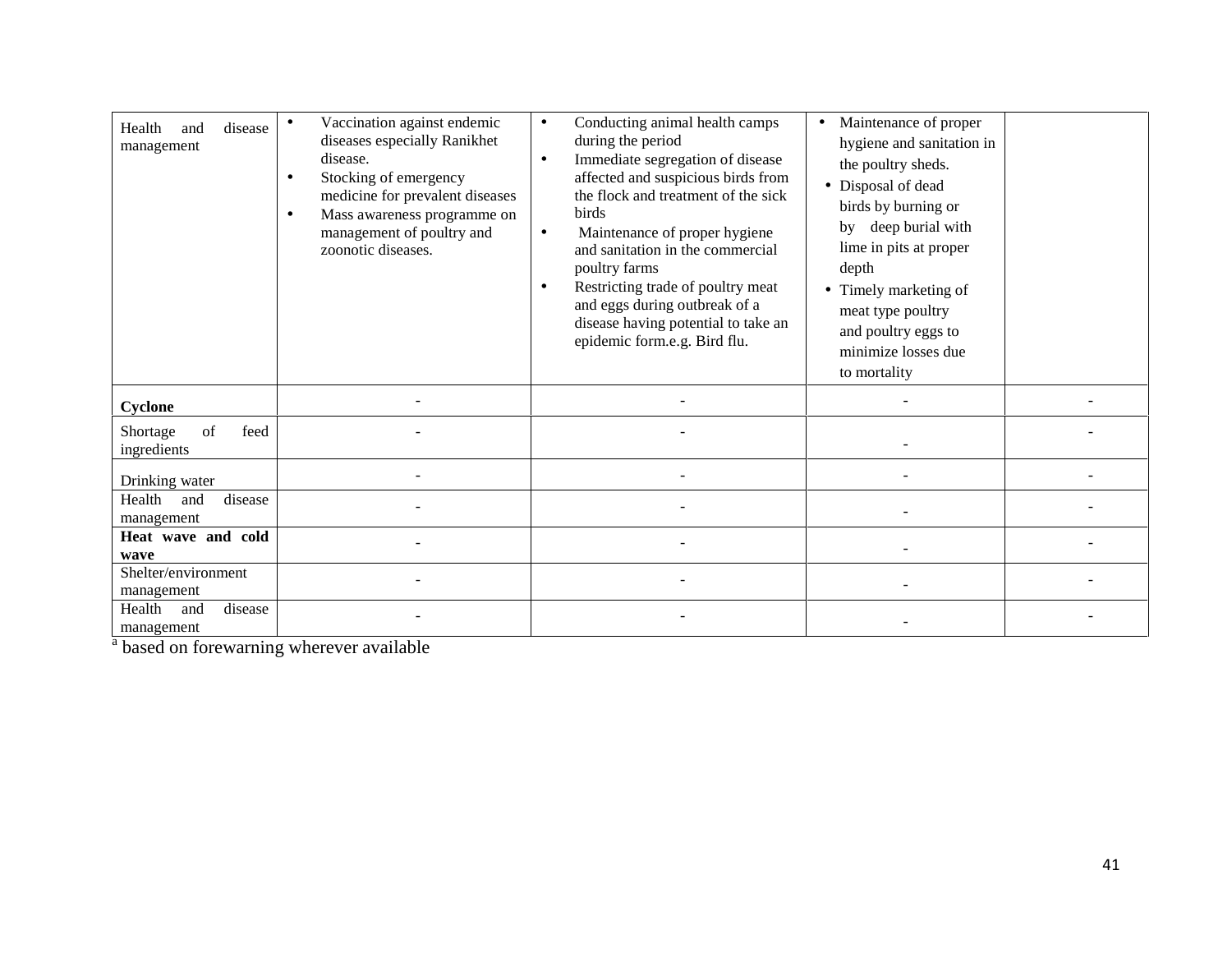| Health and disease management | • Vaccination against endemic diseases especially Ranikhet disease.<br>• Stocking of emergency medicine for prevalent diseases<br>• Mass awareness programme on management of poultry and zoonotic diseases. | • Conducting animal health camps during the period<br>• Immediate segregation of disease affected and suspicious birds from the flock and treatment of the sick birds<br>• Maintenance of proper hygiene and sanitation in the commercial poultry farms<br>• Restricting trade of poultry meat and eggs during outbreak of a disease having potential to take an epidemic form.e.g. Bird flu. | • Maintenance of proper hygiene and sanitation in the poultry sheds.<br>• Disposal of dead birds by burning or by deep burial with lime in pits at proper depth<br>• Timely marketing of meat type poultry and poultry eggs to minimize losses due to mortality | |
|---|---|---|---|---|
| **Cyclone** | - | - | - | - |
| Shortage of feed ingredients | - | - | - | - |
| Drinking water | - | - | - | - |
| Health and disease management | - | - | - | - |
| **Heat wave and cold wave** | - | - | - | - |
| Shelter/environment management | - | - | - | - |
| Health and disease management | - | - | - | - |

[a] based on forewarning wherever available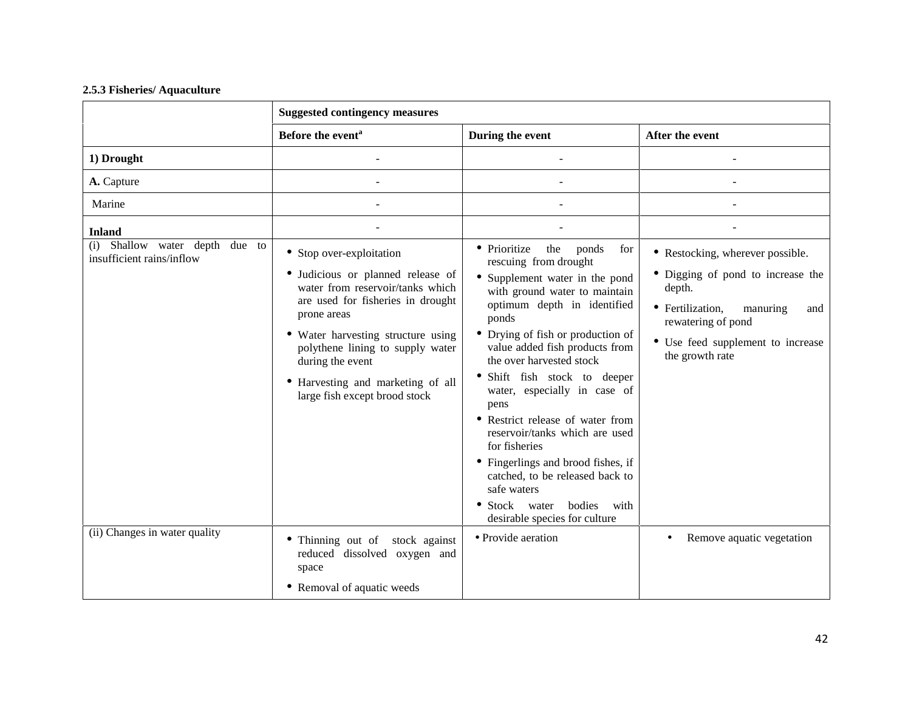**2.5.3 Fisheries/ Aquaculture**

| | Suggested contingency measures | | |
|---|---|---|---|
| | Before the event[a] | During the event | After the event |
| **1) Drought** | - | - | - |
| **A.** Capture | - | - | - |
| Marine | - | - | - |
| **Inland** | - | - | - |
| (i) Shallow water depth due to insufficient rains/inflow | • Stop over-exploitation<br>• Judicious or planned release of water from reservoir/tanks which are used for fisheries in drought prone areas<br>• Water harvesting structure using polythene lining to supply water during the event<br>• Harvesting and marketing of all large fish except brood stock | • Prioritize the ponds for rescuing from drought<br>• Supplement water in the pond with ground water to maintain optimum depth in identified ponds<br>• Drying of fish or production of value added fish products from the over harvested stock<br>• Shift fish stock to deeper water, especially in case of pens<br>• Restrict release of water from reservoir/tanks which are used for fisheries<br>• Fingerlings and brood fishes, if catched, to be released back to safe waters<br>• Stock water bodies with desirable species for culture | • Restocking, wherever possible.<br>• Digging of pond to increase the depth.<br>• Fertilization, manuring and rewatering of pond<br>• Use feed supplement to increase the growth rate |
| (ii) Changes in water quality | • Thinning out of stock against reduced dissolved oxygen and space<br>• Removal of aquatic weeds | • Provide aeration | • Remove aquatic vegetation |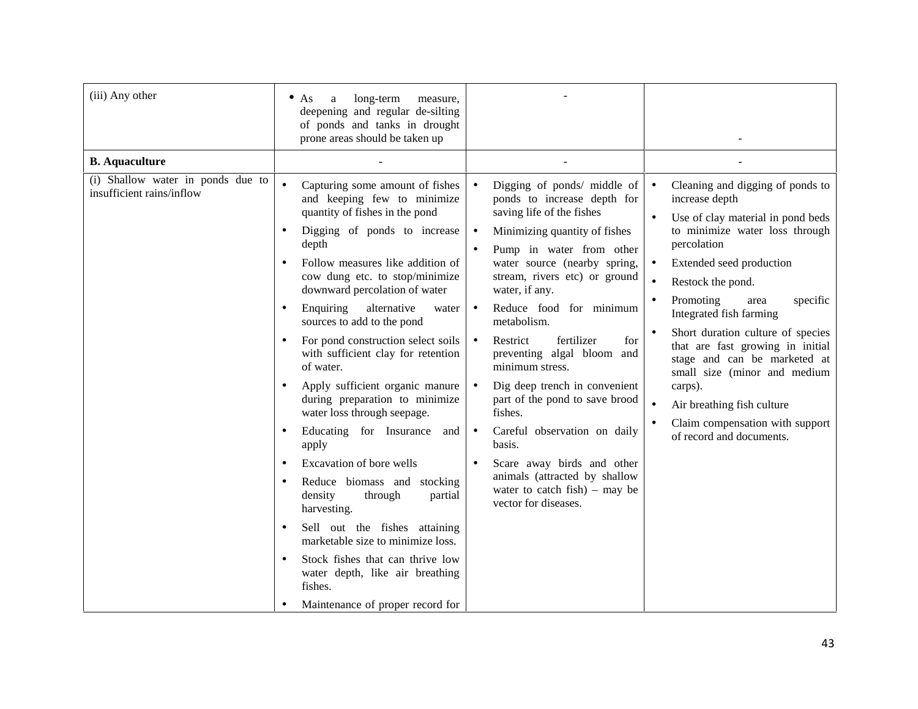| | | | |
|---|---|---|---|
| (iii) Any other | • As a long-term measure, deepening and regular de-silting of ponds and tanks in drought prone areas should be taken up | - | - |
| **B. Aquaculture** | - | - | - |
| (i) Shallow water in ponds due to insufficient rains/inflow | • Capturing some amount of fishes and keeping few to minimize quantity of fishes in the pond<br>• Digging of ponds to increase depth<br>• Follow measures like addition of cow dung etc. to stop/minimize downward percolation of water<br>• Enquiring alternative water sources to add to the pond<br>• For pond construction select soils with sufficient clay for retention of water.<br>• Apply sufficient organic manure during preparation to minimize water loss through seepage.<br>• Educating for Insurance and apply<br>• Excavation of bore wells<br>• Reduce biomass and stocking density through partial harvesting.<br>• Sell out the fishes attaining marketable size to minimize loss.<br>• Stock fishes that can thrive low water depth, like air breathing fishes.<br>• Maintenance of proper record for | • Digging of ponds/ middle of ponds to increase depth for saving life of the fishes<br>• Minimizing quantity of fishes<br>• Pump in water from other water source (nearby spring, stream, rivers etc) or ground water, if any.<br>• Reduce food for minimum metabolism.<br>• Restrict fertilizer for preventing algal bloom and minimum stress.<br>• Dig deep trench in convenient part of the pond to save brood fishes.<br>• Careful observation on daily basis.<br>• Scare away birds and other animals (attracted by shallow water to catch fish) – may be vector for diseases. | • Cleaning and digging of ponds to increase depth<br>• Use of clay material in pond beds to minimize water loss through percolation<br>• Extended seed production<br>• Restock the pond.<br>• Promoting area specific Integrated fish farming<br>• Short duration culture of species that are fast growing in initial stage and can be marketed at small size (minor and medium carps).<br>• Air breathing fish culture<br>• Claim compensation with support of record and documents. |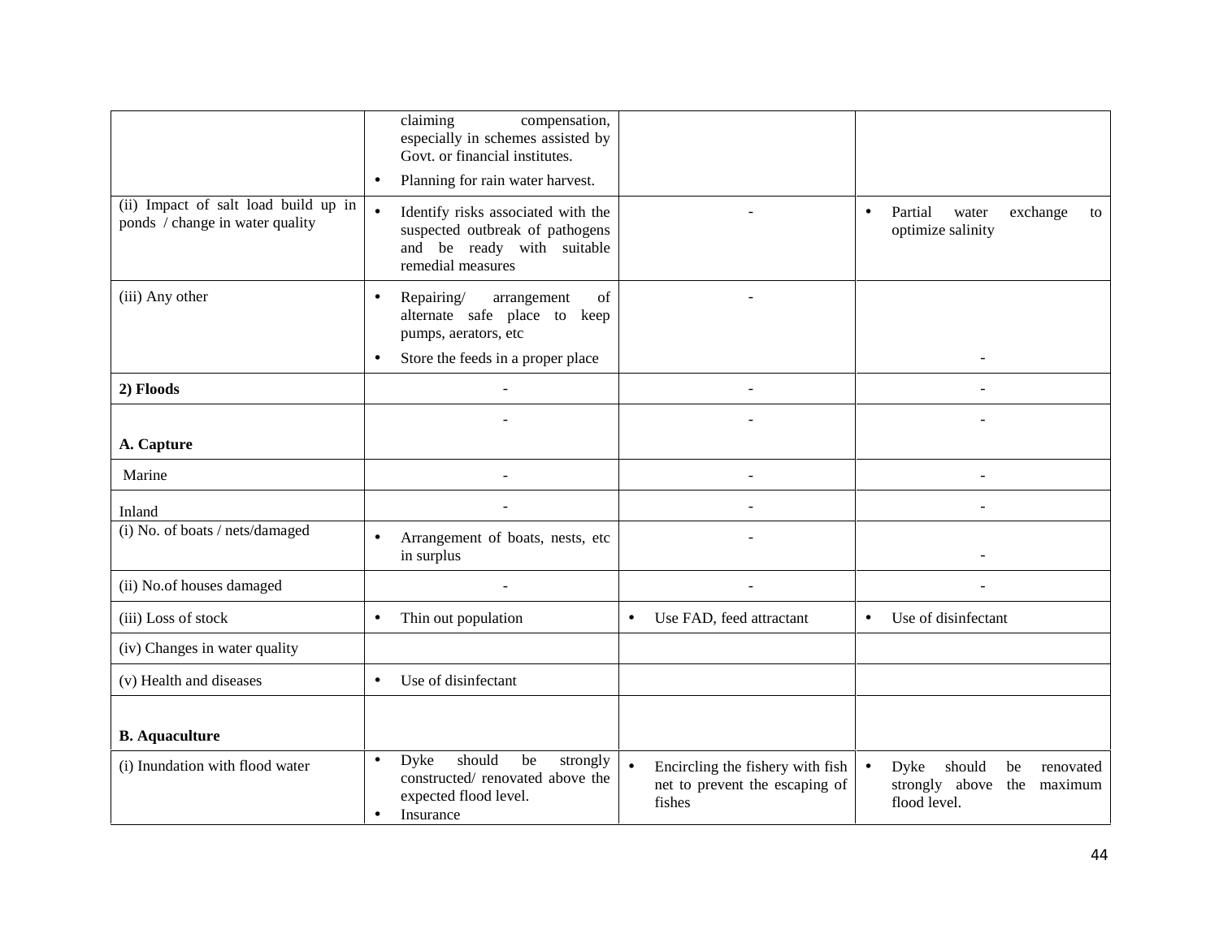| | | | |
|---|---|---|---|
| | claiming compensation, especially in schemes assisted by Govt. or financial institutes.<br>• Planning for rain water harvest. | | |
| (ii) Impact of salt load build up in ponds / change in water quality | • Identify risks associated with the suspected outbreak of pathogens and be ready with suitable remedial measures | - | • Partial water exchange to optimize salinity |
| (iii) Any other | • Repairing/ arrangement of alternate safe place to keep pumps, aerators, etc<br>• Store the feeds in a proper place | - | - |
| **2) Floods** | - | - | - |
| **A. Capture** | - | - | - |
| Marine | - | - | - |
| Inland | - | - | - |
| (i) No. of boats / nets/damaged | • Arrangement of boats, nests, etc in surplus | - | - |
| (ii) No.of houses damaged | - | - | - |
| (iii) Loss of stock | • Thin out population | • Use FAD, feed attractant | • Use of disinfectant |
| (iv) Changes in water quality | | | |
| (v) Health and diseases | • Use of disinfectant | | |
| **B. Aquaculture** | | | |
| (i) Inundation with flood water | • Dyke should be strongly constructed/ renovated above the expected flood level.<br>• Insurance | • Encircling the fishery with fish net to prevent the escaping of fishes | • Dyke should be renovated strongly above the maximum flood level. |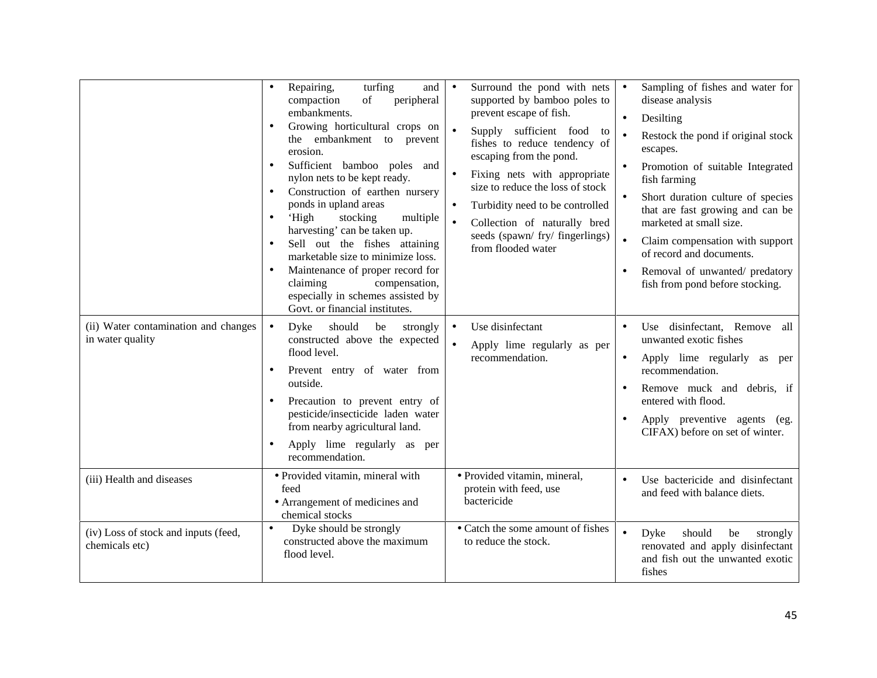| | | | |
|---|---|---|---|
| | • Repairing, turfing and compaction of peripheral embankments.<br>• Growing horticultural crops on the embankment to prevent erosion.<br>• Sufficient bamboo poles and nylon nets to be kept ready.<br>• Construction of earthen nursery ponds in upland areas<br>• 'High stocking multiple harvesting' can be taken up.<br>• Sell out the fishes attaining marketable size to minimize loss.<br>• Maintenance of proper record for claiming compensation, especially in schemes assisted by Govt. or financial institutes. | • Surround the pond with nets supported by bamboo poles to prevent escape of fish.<br>• Supply sufficient food to fishes to reduce tendency of escaping from the pond.<br>• Fixing nets with appropriate size to reduce the loss of stock<br>• Turbidity need to be controlled<br>• Collection of naturally bred seeds (spawn/ fry/ fingerlings) from flooded water | • Sampling of fishes and water for disease analysis<br>• Desilting<br>• Restock the pond if original stock escapes.<br>• Promotion of suitable Integrated fish farming<br>• Short duration culture of species that are fast growing and can be marketed at small size.<br>• Claim compensation with support of record and documents.<br>• Removal of unwanted/ predatory fish from pond before stocking. |
| (ii) Water contamination and changes in water quality | • Dyke should be strongly constructed above the expected flood level.<br>• Prevent entry of water from outside.<br>• Precaution to prevent entry of pesticide/insecticide laden water from nearby agricultural land.<br>• Apply lime regularly as per recommendation. | • Use disinfectant<br>• Apply lime regularly as per recommendation. | • Use disinfectant, Remove all unwanted exotic fishes<br>• Apply lime regularly as per recommendation.<br>• Remove muck and debris, if entered with flood.<br>• Apply preventive agents (eg. CIFAX) before on set of winter. |
| (iii) Health and diseases | • Provided vitamin, mineral with feed<br>• Arrangement of medicines and chemical stocks | • Provided vitamin, mineral, protein with feed, use bactericide | • Use bactericide and disinfectant and feed with balance diets. |
| (iv) Loss of stock and inputs (feed, chemicals etc) | • Dyke should be strongly constructed above the maximum flood level. | • Catch the some amount of fishes to reduce the stock. | • Dyke should be strongly renovated and apply disinfectant and fish out the unwanted exotic fishes |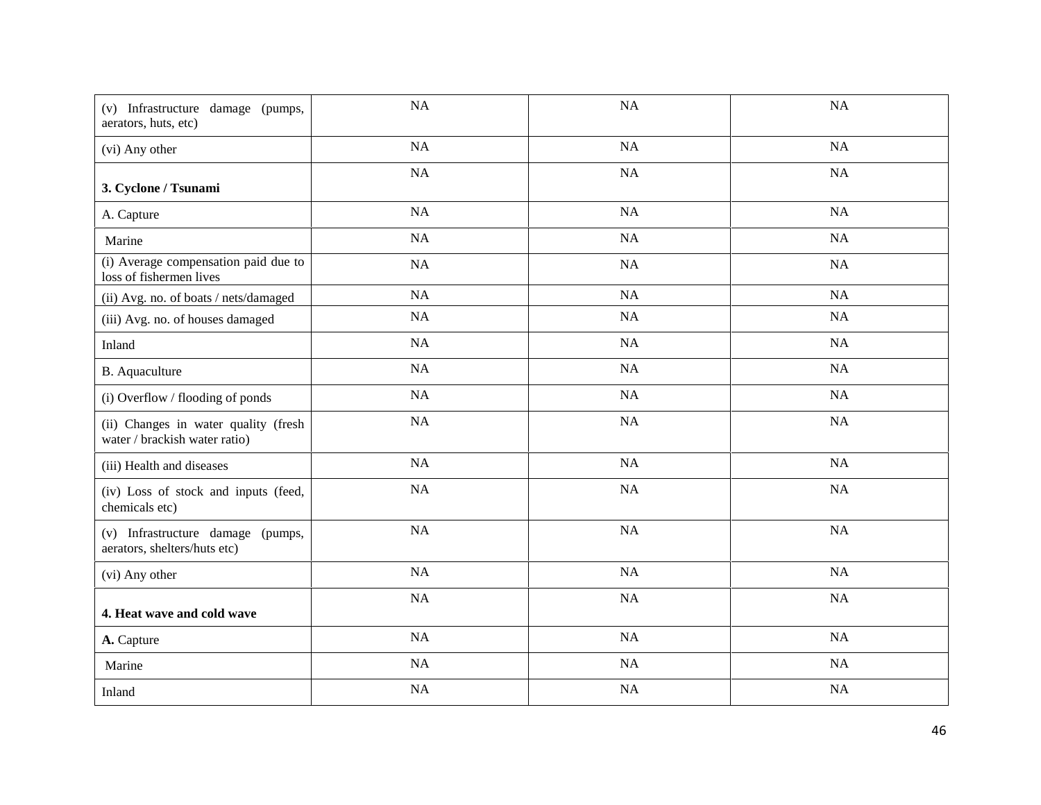| | | | |
|---|---|---|---|
| (v) Infrastructure damage (pumps, aerators, huts, etc) | NA | NA | NA |
| (vi) Any other | NA | NA | NA |
| **3. Cyclone / Tsunami** | NA | NA | NA |
| A. Capture | NA | NA | NA |
| Marine | NA | NA | NA |
| (i) Average compensation paid due to loss of fishermen lives | NA | NA | NA |
| (ii) Avg. no. of boats / nets/damaged | NA | NA | NA |
| (iii) Avg. no. of houses damaged | NA | NA | NA |
| Inland | NA | NA | NA |
| B. Aquaculture | NA | NA | NA |
| (i) Overflow / flooding of ponds | NA | NA | NA |
| (ii) Changes in water quality (fresh water / brackish water ratio) | NA | NA | NA |
| (iii) Health and diseases | NA | NA | NA |
| (iv) Loss of stock and inputs (feed, chemicals etc) | NA | NA | NA |
| (v) Infrastructure damage (pumps, aerators, shelters/huts etc) | NA | NA | NA |
| (vi) Any other | NA | NA | NA |
| **4. Heat wave and cold wave** | NA | NA | NA |
| **A.** Capture | NA | NA | NA |
| Marine | NA | NA | NA |
| Inland | NA | NA | NA |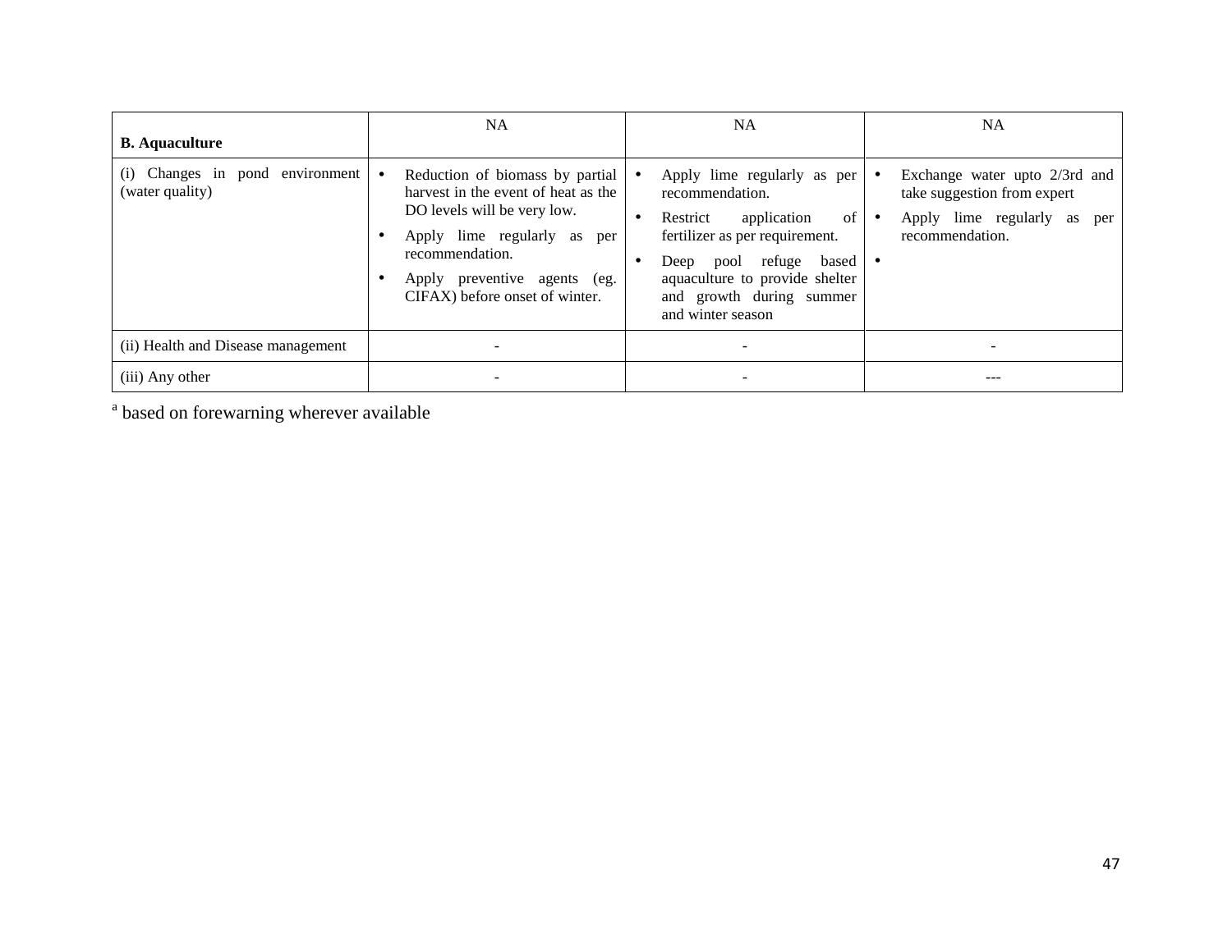| B. Aquaculture | NA | NA | NA |
|---|---|---|---|
| (i) Changes in pond environment (water quality) | • Reduction of biomass by partial harvest in the event of heat as the DO levels will be very low.<br>• Apply lime regularly as per recommendation.<br>• Apply preventive agents (eg. CIFAX) before onset of winter. | • Apply lime regularly as per recommendation.<br>• Restrict application of fertilizer as per requirement.<br>• Deep pool refuge based aquaculture to provide shelter and growth during summer and winter season | • Exchange water upto 2/3rd and take suggestion from expert<br>• Apply lime regularly as per recommendation.<br>• |
| (ii) Health and Disease management | - | - | - |
| (iii) Any other | - | - | --- |

[a] based on forewarning wherever available